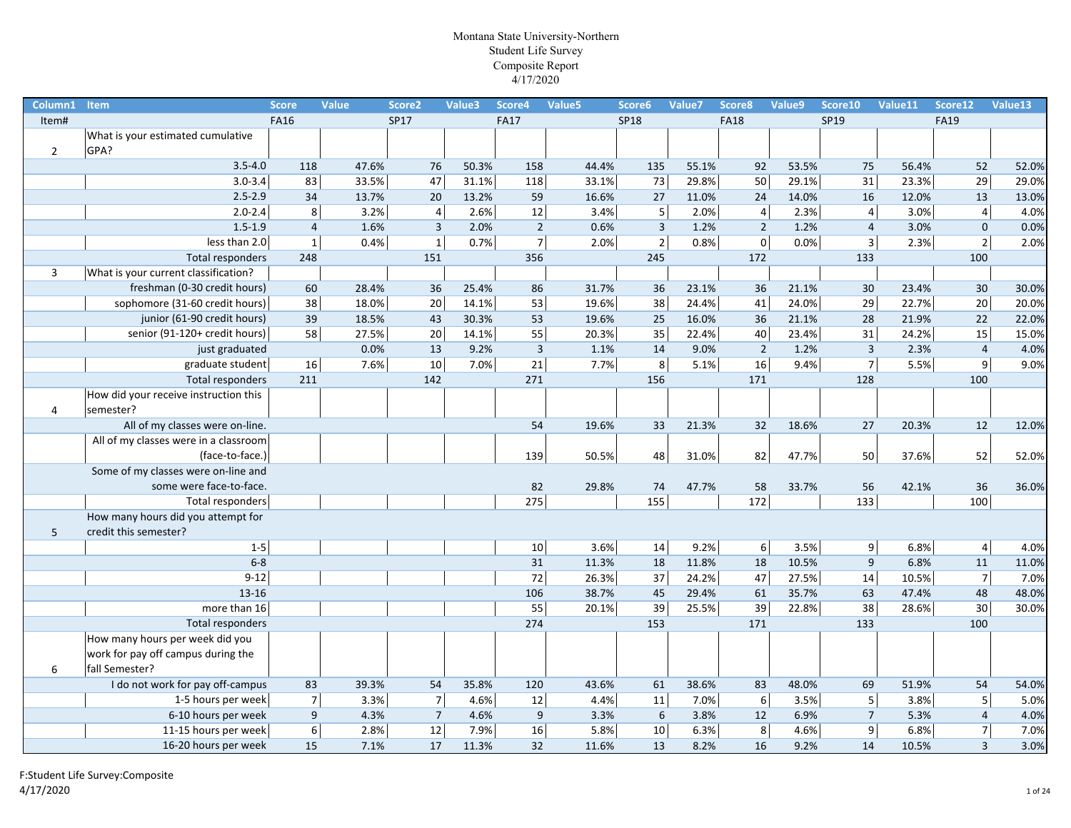Montana State University-Northern
Student Life Survey
Composite Report
4/17/2020

| Column1 | Item | Score | Value | Score2 | Value3 | Score4 | Value5 | Score6 | Value7 | Score8 | Value9 | Score10 | Value11 | Score12 | Value13 |
|---|---|---|---|---|---|---|---|---|---|---|---|---|---|---|---|
| Item# | | FA16 | | SP17 | | FA17 | | SP18 | | FA18 | | SP19 | | FA19 | |
| 2 | What is your estimated cumulative GPA? | | | | | | | | | | | | | | |
| | 3.5-4.0 | 118 | 47.6% | 76 | 50.3% | 158 | 44.4% | 135 | 55.1% | 92 | 53.5% | 75 | 56.4% | 52 | 52.0% |
| | 3.0-3.4 | 83 | 33.5% | 47 | 31.1% | 118 | 33.1% | 73 | 29.8% | 50 | 29.1% | 31 | 23.3% | 29 | 29.0% |
| | 2.5-2.9 | 34 | 13.7% | 20 | 13.2% | 59 | 16.6% | 27 | 11.0% | 24 | 14.0% | 16 | 12.0% | 13 | 13.0% |
| | 2.0-2.4 | 8 | 3.2% | 4 | 2.6% | 12 | 3.4% | 5 | 2.0% | 4 | 2.3% | 4 | 3.0% | 4 | 4.0% |
| | 1.5-1.9 | 4 | 1.6% | 3 | 2.0% | 2 | 0.6% | 3 | 1.2% | 2 | 1.2% | 4 | 3.0% | 0 | 0.0% |
| | less than 2.0 | 1 | 0.4% | 1 | 0.7% | 7 | 2.0% | 2 | 0.8% | 0 | 0.0% | 3 | 2.3% | 2 | 2.0% |
| | Total responders | 248 | | 151 | | 356 | | 245 | | 172 | | 133 | | 100 | |
| 3 | What is your current classification? | | | | | | | | | | | | | | |
| | freshman (0-30 credit hours) | 60 | 28.4% | 36 | 25.4% | 86 | 31.7% | 36 | 23.1% | 36 | 21.1% | 30 | 23.4% | 30 | 30.0% |
| | sophomore (31-60 credit hours) | 38 | 18.0% | 20 | 14.1% | 53 | 19.6% | 38 | 24.4% | 41 | 24.0% | 29 | 22.7% | 20 | 20.0% |
| | junior (61-90 credit hours) | 39 | 18.5% | 43 | 30.3% | 53 | 19.6% | 25 | 16.0% | 36 | 21.1% | 28 | 21.9% | 22 | 22.0% |
| | senior (91-120+ credit hours) | 58 | 27.5% | 20 | 14.1% | 55 | 20.3% | 35 | 22.4% | 40 | 23.4% | 31 | 24.2% | 15 | 15.0% |
| | just graduated | | 0.0% | 13 | 9.2% | 3 | 1.1% | 14 | 9.0% | 2 | 1.2% | 3 | 2.3% | 4 | 4.0% |
| | graduate student | 16 | 7.6% | 10 | 7.0% | 21 | 7.7% | 8 | 5.1% | 16 | 9.4% | 7 | 5.5% | 9 | 9.0% |
| | Total responders | 211 | | 142 | | 271 | | 156 | | 171 | | 128 | | 100 | |
| 4 | How did your receive instruction this semester? | | | | | | | | | | | | | | |
| | All of my classes were on-line. | | | | | 54 | 19.6% | 33 | 21.3% | 32 | 18.6% | 27 | 20.3% | 12 | 12.0% |
| | All of my classes were in a classroom (face-to-face.) | | | | | 139 | 50.5% | 48 | 31.0% | 82 | 47.7% | 50 | 37.6% | 52 | 52.0% |
| | Some of my classes were on-line and some were face-to-face. | | | | | 82 | 29.8% | 74 | 47.7% | 58 | 33.7% | 56 | 42.1% | 36 | 36.0% |
| | Total responders | | | | | 275 | | 155 | | 172 | | 133 | | 100 | |
| 5 | How many hours did you attempt for credit this semester? | | | | | | | | | | | | | | |
| | 1-5 | | | | | 10 | 3.6% | 14 | 9.2% | 6 | 3.5% | 9 | 6.8% | 4 | 4.0% |
| | 6-8 | | | | | 31 | 11.3% | 18 | 11.8% | 18 | 10.5% | 9 | 6.8% | 11 | 11.0% |
| | 9-12 | | | | | 72 | 26.3% | 37 | 24.2% | 47 | 27.5% | 14 | 10.5% | 7 | 7.0% |
| | 13-16 | | | | | 106 | 38.7% | 45 | 29.4% | 61 | 35.7% | 63 | 47.4% | 48 | 48.0% |
| | more than 16 | | | | | 55 | 20.1% | 39 | 25.5% | 39 | 22.8% | 38 | 28.6% | 30 | 30.0% |
| | Total responders | | | | | 274 | | 153 | | 171 | | 133 | | 100 | |
| 6 | How many hours per week did you work for pay off campus during the fall Semester? | | | | | | | | | | | | | | |
| | I do not work for pay off-campus | 83 | 39.3% | 54 | 35.8% | 120 | 43.6% | 61 | 38.6% | 83 | 48.0% | 69 | 51.9% | 54 | 54.0% |
| | 1-5 hours per week | 7 | 3.3% | 7 | 4.6% | 12 | 4.4% | 11 | 7.0% | 6 | 3.5% | 5 | 3.8% | 5 | 5.0% |
| | 6-10 hours per week | 9 | 4.3% | 7 | 4.6% | 9 | 3.3% | 6 | 3.8% | 12 | 6.9% | 7 | 5.3% | 4 | 4.0% |
| | 11-15 hours per week | 6 | 2.8% | 12 | 7.9% | 16 | 5.8% | 10 | 6.3% | 8 | 4.6% | 9 | 6.8% | 7 | 7.0% |
| | 16-20 hours per week | 15 | 7.1% | 17 | 11.3% | 32 | 11.6% | 13 | 8.2% | 16 | 9.2% | 14 | 10.5% | 3 | 3.0% |

F:Student Life Survey:Composite
4/17/2020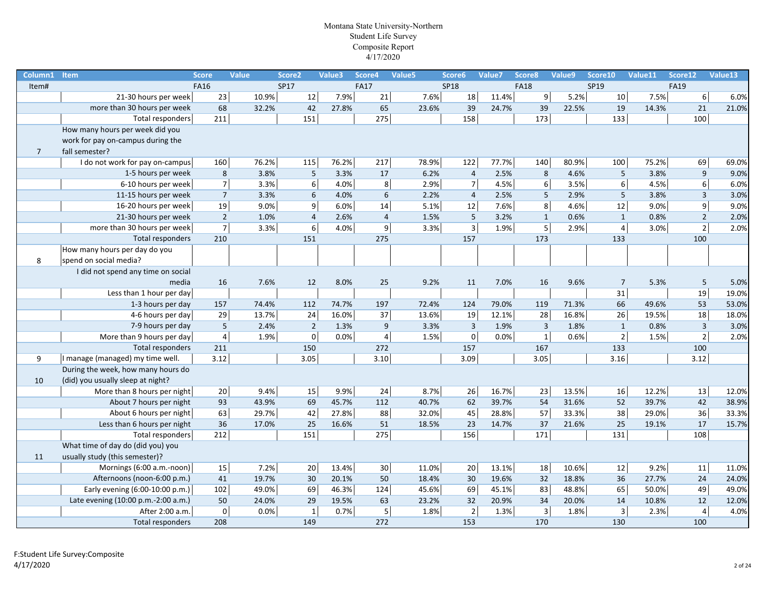Montana State University-Northern
Student Life Survey
Composite Report
4/17/2020

| Column1 | Item | Score | Value | Score2 | Value3 | Score4 | Value5 | Score6 | Value7 | Score8 | Value9 | Score10 | Value11 | Score12 | Value13 |
|---|---|---|---|---|---|---|---|---|---|---|---|---|---|---|---|
| Item# | | FA16 | | SP17 | | FA17 | | SP18 | | FA18 | | SP19 | | FA19 | |
| | 21-30 hours per week | 23 | 10.9% | 12 | 7.9% | 21 | 7.6% | 18 | 11.4% | 9 | 5.2% | 10 | 7.5% | 6 | 6.0% |
| | more than 30 hours per week | 68 | 32.2% | 42 | 27.8% | 65 | 23.6% | 39 | 24.7% | 39 | 22.5% | 19 | 14.3% | 21 | 21.0% |
| | Total responders | 211 | | 151 | | 275 | | 158 | | 173 | | 133 | | 100 | |
| 7 | How many hours per week did you work for pay on-campus during the fall semester? | | | | | | | | | | | | | | |
| | I do not work for pay on-campus | 160 | 76.2% | 115 | 76.2% | 217 | 78.9% | 122 | 77.7% | 140 | 80.9% | 100 | 75.2% | 69 | 69.0% |
| | 1-5 hours per week | 8 | 3.8% | 5 | 3.3% | 17 | 6.2% | 4 | 2.5% | 8 | 4.6% | 5 | 3.8% | 9 | 9.0% |
| | 6-10 hours per week | 7 | 3.3% | 6 | 4.0% | 8 | 2.9% | 7 | 4.5% | 6 | 3.5% | 6 | 4.5% | 6 | 6.0% |
| | 11-15 hours per week | 7 | 3.3% | 6 | 4.0% | 6 | 2.2% | 4 | 2.5% | 5 | 2.9% | 5 | 3.8% | 3 | 3.0% |
| | 16-20 hours per week | 19 | 9.0% | 9 | 6.0% | 14 | 5.1% | 12 | 7.6% | 8 | 4.6% | 12 | 9.0% | 9 | 9.0% |
| | 21-30 hours per week | 2 | 1.0% | 4 | 2.6% | 4 | 1.5% | 5 | 3.2% | 1 | 0.6% | 1 | 0.8% | 2 | 2.0% |
| | more than 30 hours per week | 7 | 3.3% | 6 | 4.0% | 9 | 3.3% | 3 | 1.9% | 5 | 2.9% | 4 | 3.0% | 2 | 2.0% |
| | Total responders | 210 | | 151 | | 275 | | 157 | | 173 | | 133 | | 100 | |
| 8 | How many hours per day do you spend on social media? | | | | | | | | | | | | | | |
| | I did not spend any time on social media | 16 | 7.6% | 12 | 8.0% | 25 | 9.2% | 11 | 7.0% | 16 | 9.6% | 7 | 5.3% | 5 | 5.0% |
| | Less than 1 hour per day | | | | | | | | | | | 31 | | 19 | 19.0% |
| | 1-3 hours per day | 157 | 74.4% | 112 | 74.7% | 197 | 72.4% | 124 | 79.0% | 119 | 71.3% | 66 | 49.6% | 53 | 53.0% |
| | 4-6 hours per day | 29 | 13.7% | 24 | 16.0% | 37 | 13.6% | 19 | 12.1% | 28 | 16.8% | 26 | 19.5% | 18 | 18.0% |
| | 7-9 hours per day | 5 | 2.4% | 2 | 1.3% | 9 | 3.3% | 3 | 1.9% | 3 | 1.8% | 1 | 0.8% | 3 | 3.0% |
| | More than 9 hours per day | 4 | 1.9% | 0 | 0.0% | 4 | 1.5% | 0 | 0.0% | 1 | 0.6% | 2 | 1.5% | 2 | 2.0% |
| | Total responders | 211 | | 150 | | 272 | | 157 | | 167 | | 133 | | 100 | |
| 9 | I manage (managed) my time well. | 3.12 | | 3.05 | | 3.10 | | 3.09 | | 3.05 | | 3.16 | | 3.12 | |
| 10 | During the week, how many hours do (did) you usually sleep at night? | | | | | | | | | | | | | | |
| | More than 8 hours per night | 20 | 9.4% | 15 | 9.9% | 24 | 8.7% | 26 | 16.7% | 23 | 13.5% | 16 | 12.2% | 13 | 12.0% |
| | About 7 hours per night | 93 | 43.9% | 69 | 45.7% | 112 | 40.7% | 62 | 39.7% | 54 | 31.6% | 52 | 39.7% | 42 | 38.9% |
| | About 6 hours per night | 63 | 29.7% | 42 | 27.8% | 88 | 32.0% | 45 | 28.8% | 57 | 33.3% | 38 | 29.0% | 36 | 33.3% |
| | Less than 6 hours per night | 36 | 17.0% | 25 | 16.6% | 51 | 18.5% | 23 | 14.7% | 37 | 21.6% | 25 | 19.1% | 17 | 15.7% |
| | Total responders | 212 | | 151 | | 275 | | 156 | | 171 | | 131 | | 108 | |
| 11 | What time of day do (did) you usually study (this semester)? | | | | | | | | | | | | | | |
| | Mornings (6:00 a.m.-noon) | 15 | 7.2% | 20 | 13.4% | 30 | 11.0% | 20 | 13.1% | 18 | 10.6% | 12 | 9.2% | 11 | 11.0% |
| | Afternoons (noon-6:00 p.m.) | 41 | 19.7% | 30 | 20.1% | 50 | 18.4% | 30 | 19.6% | 32 | 18.8% | 36 | 27.7% | 24 | 24.0% |
| | Early evening (6:00-10:00 p.m.) | 102 | 49.0% | 69 | 46.3% | 124 | 45.6% | 69 | 45.1% | 83 | 48.8% | 65 | 50.0% | 49 | 49.0% |
| | Late evening (10:00 p.m.-2:00 a.m.) | 50 | 24.0% | 29 | 19.5% | 63 | 23.2% | 32 | 20.9% | 34 | 20.0% | 14 | 10.8% | 12 | 12.0% |
| | After 2:00 a.m. | 0 | 0.0% | 1 | 0.7% | 5 | 1.8% | 2 | 1.3% | 3 | 1.8% | 3 | 2.3% | 4 | 4.0% |
| | Total responders | 208 | | 149 | | 272 | | 153 | | 170 | | 130 | | 100 | |

F:Student Life Survey:Composite
4/17/2020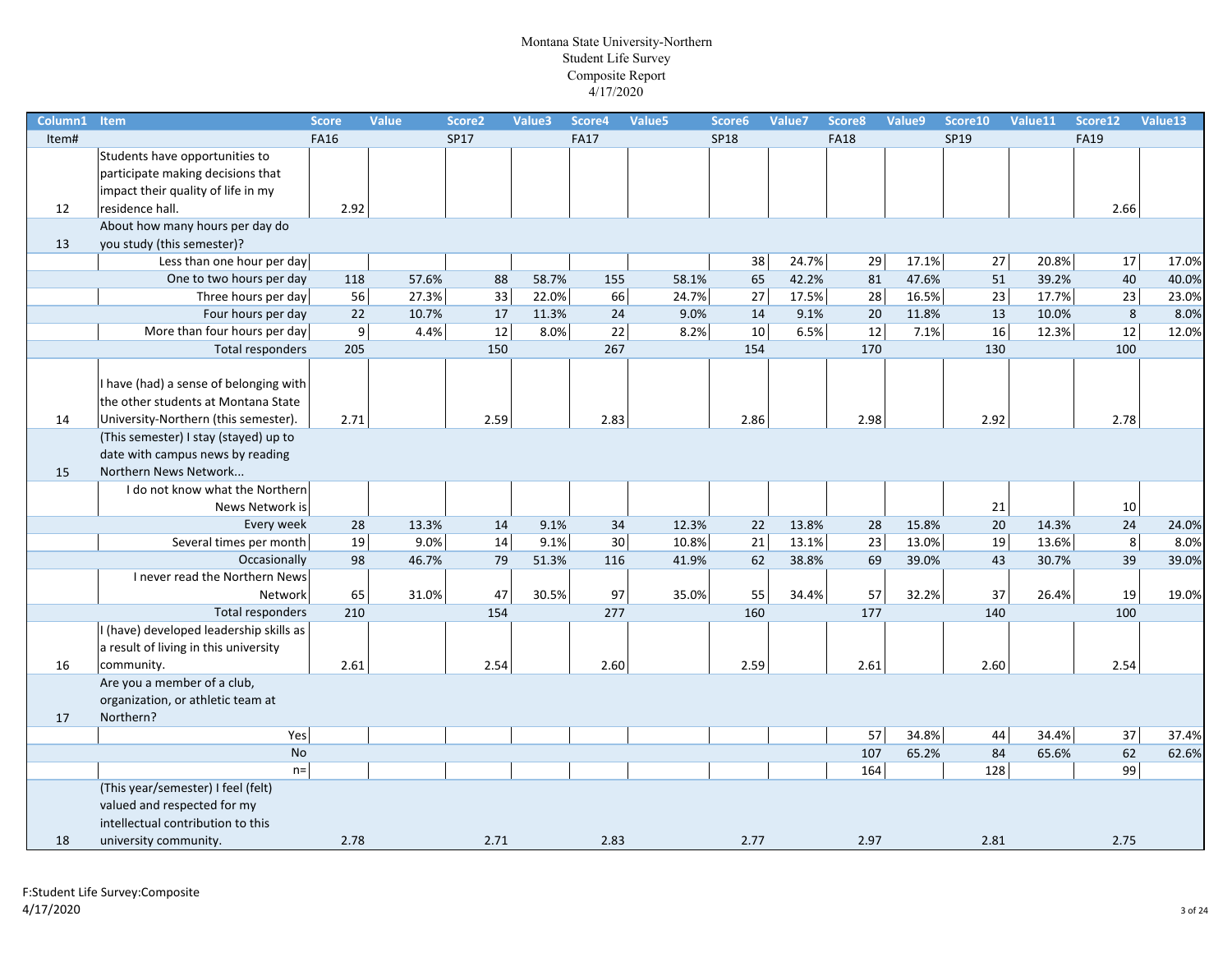Montana State University-Northern
Student Life Survey
Composite Report
4/17/2020

| Column1 | Item | Score | Value | Score2 | Value3 | Score4 | Value5 | Score6 | Value7 | Score8 | Value9 | Score10 | Value11 | Score12 | Value13 |
|---|---|---|---|---|---|---|---|---|---|---|---|---|---|---|---|
| Item# | | FA16 | | SP17 | | FA17 | | SP18 | | FA18 | | SP19 | | FA19 | |
| 12 | Students have opportunities to participate making decisions that impact their quality of life in my residence hall. | 2.92 | | | | | | | | | | | | 2.66 | |
| 13 | About how many hours per day do you study (this semester)? | | | | | | | | | | | | | | |
| | Less than one hour per day | | | | | | | 38 | 24.7% | 29 | 17.1% | 27 | 20.8% | 17 | 17.0% |
| | One to two hours per day | 118 | 57.6% | 88 | 58.7% | 155 | 58.1% | 65 | 42.2% | 81 | 47.6% | 51 | 39.2% | 40 | 40.0% |
| | Three hours per day | 56 | 27.3% | 33 | 22.0% | 66 | 24.7% | 27 | 17.5% | 28 | 16.5% | 23 | 17.7% | 23 | 23.0% |
| | Four hours per day | 22 | 10.7% | 17 | 11.3% | 24 | 9.0% | 14 | 9.1% | 20 | 11.8% | 13 | 10.0% | 8 | 8.0% |
| | More than four hours per day | 9 | 4.4% | 12 | 8.0% | 22 | 8.2% | 10 | 6.5% | 12 | 7.1% | 16 | 12.3% | 12 | 12.0% |
| | Total responders | 205 | | 150 | | 267 | | 154 | | 170 | | 130 | | 100 | |
| 14 | I have (had) a sense of belonging with the other students at Montana State University-Northern (this semester). | 2.71 | | 2.59 | | 2.83 | | 2.86 | | 2.98 | | 2.92 | | 2.78 | |
| 15 | (This semester) I stay (stayed) up to date with campus news by reading Northern News Network... | | | | | | | | | | | | | | |
| | I do not know what the Northern News Network is | | | | | | | | | | | 21 | | 10 | |
| | Every week | 28 | 13.3% | 14 | 9.1% | 34 | 12.3% | 22 | 13.8% | 28 | 15.8% | 20 | 14.3% | 24 | 24.0% |
| | Several times per month | 19 | 9.0% | 14 | 9.1% | 30 | 10.8% | 21 | 13.1% | 23 | 13.0% | 19 | 13.6% | 8 | 8.0% |
| | Occasionally | 98 | 46.7% | 79 | 51.3% | 116 | 41.9% | 62 | 38.8% | 69 | 39.0% | 43 | 30.7% | 39 | 39.0% |
| | I never read the Northern News Network | 65 | 31.0% | 47 | 30.5% | 97 | 35.0% | 55 | 34.4% | 57 | 32.2% | 37 | 26.4% | 19 | 19.0% |
| | Total responders | 210 | | 154 | | 277 | | 160 | | 177 | | 140 | | 100 | |
| 16 | I (have) developed leadership skills as a result of living in this university community. | 2.61 | | 2.54 | | 2.60 | | 2.59 | | 2.61 | | 2.60 | | 2.54 | |
| 17 | Are you a member of a club, organization, or athletic team at Northern? | | | | | | | | | | | | | | |
| | Yes | | | | | | | | | 57 | 34.8% | 44 | 34.4% | 37 | 37.4% |
| | No | | | | | | | | | 107 | 65.2% | 84 | 65.6% | 62 | 62.6% |
| | n= | | | | | | | | | 164 | | 128 | | 99 | |
| 18 | (This year/semester) I feel (felt) valued and respected for my intellectual contribution to this university community. | 2.78 | | 2.71 | | 2.83 | | 2.77 | | 2.97 | | 2.81 | | 2.75 | |

F:Student Life Survey:Composite
4/17/2020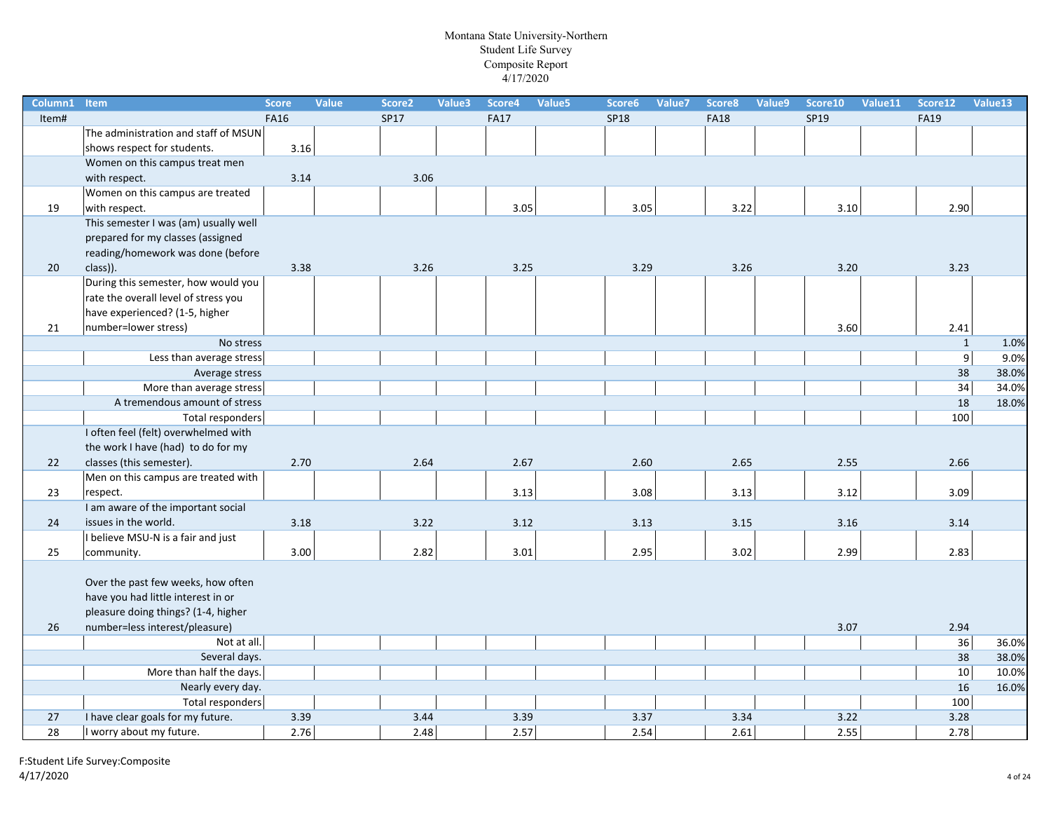Montana State University-Northern
Student Life Survey
Composite Report
4/17/2020

| Column1 | Item | Score | Value | Score2 | Value3 | Score4 | Value5 | Score6 | Value7 | Score8 | Value9 | Score10 | Value11 | Score12 | Value13 |
|---|---|---|---|---|---|---|---|---|---|---|---|---|---|---|---|
| Item# | | FA16 | | SP17 | | FA17 | | SP18 | | FA18 | | SP19 | | FA19 | |
| | The administration and staff of MSUN shows respect for students. | 3.16 | | | | | | | | | | | | | |
| | Women on this campus treat men with respect. | 3.14 | | 3.06 | | | | | | | | | | | |
| 19 | Women on this campus are treated with respect. | | | | | 3.05 | | 3.05 | | 3.22 | | 3.10 | | 2.90 | |
| 20 | This semester I was (am) usually well prepared for my classes (assigned reading/homework was done (before class)). | 3.38 | | 3.26 | | 3.25 | | 3.29 | | 3.26 | | 3.20 | | 3.23 | |
| 21 | During this semester, how would you rate the overall level of stress you have experienced? (1-5, higher number=lower stress) | | | | | | | | | | | 3.60 | | 2.41 | |
| | No stress | | | | | | | | | | | | | 1 | 1.0% |
| | Less than average stress | | | | | | | | | | | | | 9 | 9.0% |
| | Average stress | | | | | | | | | | | | | 38 | 38.0% |
| | More than average stress | | | | | | | | | | | | | 34 | 34.0% |
| | A tremendous amount of stress | | | | | | | | | | | | | 18 | 18.0% |
| | Total responders | | | | | | | | | | | | | 100 | |
| 22 | I often feel (felt) overwhelmed with the work I have (had) to do for my classes (this semester). | 2.70 | | 2.64 | | 2.67 | | 2.60 | | 2.65 | | 2.55 | | 2.66 | |
| 23 | Men on this campus are treated with respect. | | | | | 3.13 | | 3.08 | | 3.13 | | 3.12 | | 3.09 | |
| 24 | I am aware of the important social issues in the world. | 3.18 | | 3.22 | | 3.12 | | 3.13 | | 3.15 | | 3.16 | | 3.14 | |
| 25 | I believe MSU-N is a fair and just community. | 3.00 | | 2.82 | | 3.01 | | 2.95 | | 3.02 | | 2.99 | | 2.83 | |
| 26 | Over the past few weeks, how often have you had little interest in or pleasure doing things? (1-4, higher number=less interest/pleasure) | | | | | | | | | | | 3.07 | | 2.94 | |
| | Not at all. | | | | | | | | | | | | | 36 | 36.0% |
| | Several days. | | | | | | | | | | | | | 38 | 38.0% |
| | More than half the days. | | | | | | | | | | | | | 10 | 10.0% |
| | Nearly every day. | | | | | | | | | | | | | 16 | 16.0% |
| | Total responders | | | | | | | | | | | | | 100 | |
| 27 | I have clear goals for my future. | 3.39 | | 3.44 | | 3.39 | | 3.37 | | 3.34 | | 3.22 | | 3.28 | |
| 28 | I worry about my future. | 2.76 | | 2.48 | | 2.57 | | 2.54 | | 2.61 | | 2.55 | | 2.78 | |

F:Student Life Survey:Composite
4/17/2020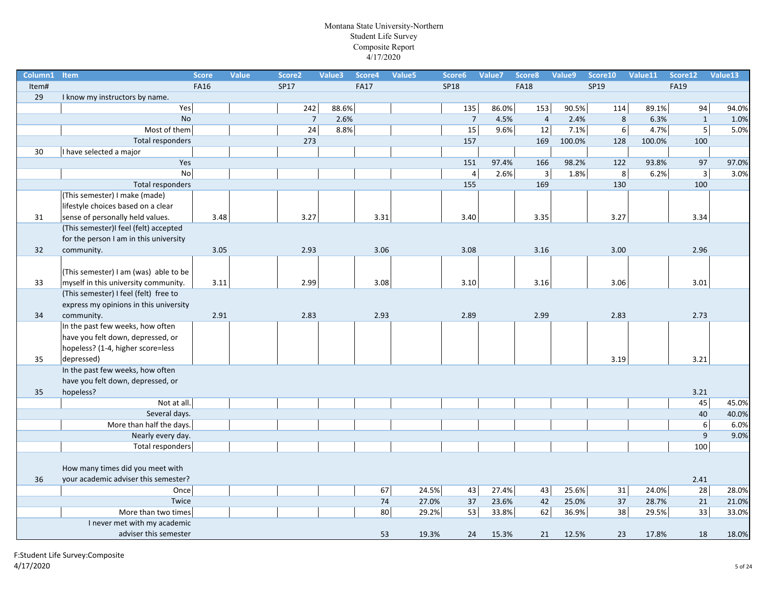Montana State University-Northern
Student Life Survey
Composite Report
4/17/2020

| Column1 | Item | Score | Value | Score2 | Value3 | Score4 | Value5 | Score6 | Value7 | Score8 | Value9 | Score10 | Value11 | Score12 | Value13 |
|---|---|---|---|---|---|---|---|---|---|---|---|---|---|---|---|
| Item# | | FA16 | | SP17 | | FA17 | | SP18 | | FA18 | | SP19 | | FA19 | |
| 29 | I know my instructors by name. | | | | | | | | | | | | | | |
| | Yes | | | 242 | 88.6% | | | 135 | 86.0% | 153 | 90.5% | 114 | 89.1% | 94 | 94.0% |
| | No | | | 7 | 2.6% | | | 7 | 4.5% | 4 | 2.4% | 8 | 6.3% | 1 | 1.0% |
| | Most of them | | | 24 | 8.8% | | | 15 | 9.6% | 12 | 7.1% | 6 | 4.7% | 5 | 5.0% |
| | Total responders | | | 273 | | | | 157 | | 169 | 100.0% | 128 | 100.0% | 100 | |
| 30 | I have selected a major | | | | | | | | | | | | | | |
| | Yes | | | | | | | 151 | 97.4% | 166 | 98.2% | 122 | 93.8% | 97 | 97.0% |
| | No | | | | | | | 4 | 2.6% | 3 | 1.8% | 8 | 6.2% | 3 | 3.0% |
| | Total responders | | | | | | | 155 | | 169 | | 130 | | 100 | |
| 31 | (This semester) I make (made) lifestyle choices based on a clear sense of personally held values. | 3.48 | | 3.27 | | 3.31 | | 3.40 | | 3.35 | | 3.27 | | 3.34 | |
| 32 | (This semester)I feel (felt) accepted for the person I am in this university community. | 3.05 | | 2.93 | | 3.06 | | 3.08 | | 3.16 | | 3.00 | | 2.96 | |
| 33 | (This semester) I am (was) able to be myself in this university community. | 3.11 | | 2.99 | | 3.08 | | 3.10 | | 3.16 | | 3.06 | | 3.01 | |
| 34 | (This semester) I feel (felt) free to express my opinions in this university community. | 2.91 | | 2.83 | | 2.93 | | 2.89 | | 2.99 | | 2.83 | | 2.73 | |
| 35 | In the past few weeks, how often have you felt down, depressed, or hopeless? (1-4, higher score=less depressed) | | | | | | | | | | | 3.19 | | 3.21 | |
| 35 | In the past few weeks, how often have you felt down, depressed, or hopeless? | | | | | | | | | | | | | 3.21 | |
| | Not at all. | | | | | | | | | | | | | 45 | 45.0% |
| | Several days. | | | | | | | | | | | | | 40 | 40.0% |
| | More than half the days. | | | | | | | | | | | | | 6 | 6.0% |
| | Nearly every day. | | | | | | | | | | | | | 9 | 9.0% |
| | Total responders | | | | | | | | | | | | | 100 | |
| 36 | How many times did you meet with your academic adviser this semester? | | | | | | | | | | | | | 2.41 | |
| | Once | | | | | 67 | 24.5% | 43 | 27.4% | 43 | 25.6% | 31 | 24.0% | 28 | 28.0% |
| | Twice | | | | | 74 | 27.0% | 37 | 23.6% | 42 | 25.0% | 37 | 28.7% | 21 | 21.0% |
| | More than two times | | | | | 80 | 29.2% | 53 | 33.8% | 62 | 36.9% | 38 | 29.5% | 33 | 33.0% |
| | I never met with my academic adviser this semester | | | | | 53 | 19.3% | 24 | 15.3% | 21 | 12.5% | 23 | 17.8% | 18 | 18.0% |

F:Student Life Survey:Composite
4/17/2020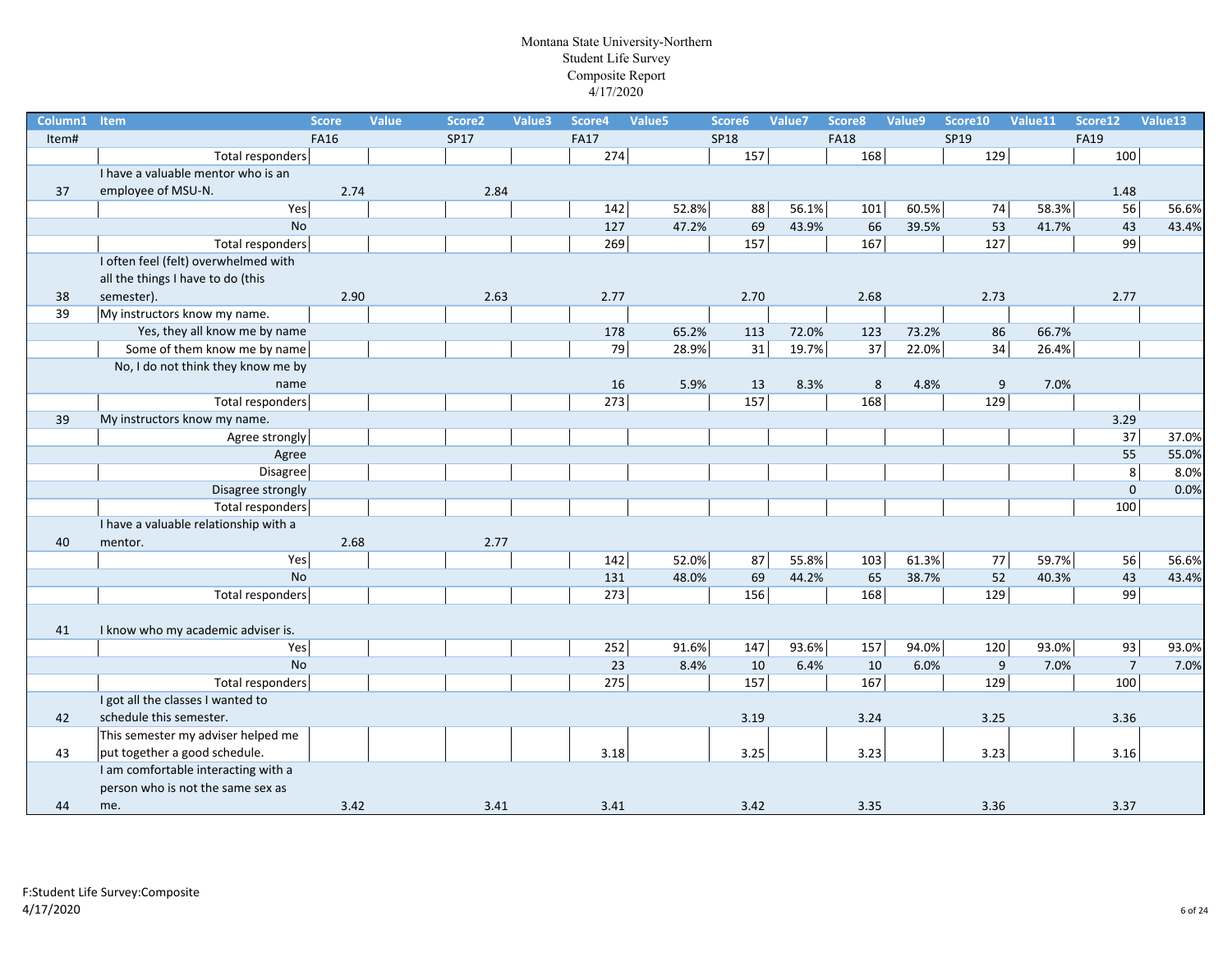Montana State University-Northern
Student Life Survey
Composite Report
4/17/2020

| Column1 | Item | Score | Value | Score2 | Value3 | Score4 | Value5 | Score6 | Value7 | Score8 | Value9 | Score10 | Value11 | Score12 | Value13 |
|---|---|---|---|---|---|---|---|---|---|---|---|---|---|---|---|
| Item# | | FA16 | | SP17 | | FA17 | | SP18 | | FA18 | | SP19 | | FA19 | |
| | Total responders | | | | | 274 | | 157 | | 168 | | 129 | | 100 | |
| 37 | I have a valuable mentor who is an employee of MSU-N. | 2.74 | | 2.84 | | | | | | | | | | 1.48 | |
| | Yes | | | | | 142 | 52.8% | 88 | 56.1% | 101 | 60.5% | 74 | 58.3% | 56 | 56.6% |
| | No | | | | | 127 | 47.2% | 69 | 43.9% | 66 | 39.5% | 53 | 41.7% | 43 | 43.4% |
| | Total responders | | | | | 269 | | 157 | | 167 | | 127 | | 99 | |
| 38 | I often feel (felt) overwhelmed with all the things I have to do (this semester). | 2.90 | | 2.63 | | 2.77 | | 2.70 | | 2.68 | | 2.73 | | 2.77 | |
| 39 | My instructors know my name. | | | | | | | | | | | | | | |
| | Yes, they all know me by name | | | | | 178 | 65.2% | 113 | 72.0% | 123 | 73.2% | 86 | 66.7% | | |
| | Some of them know me by name | | | | | 79 | 28.9% | 31 | 19.7% | 37 | 22.0% | 34 | 26.4% | | |
| | No, I do not think they know me by name | | | | | 16 | 5.9% | 13 | 8.3% | 8 | 4.8% | 9 | 7.0% | | |
| | Total responders | | | | | 273 | | 157 | | 168 | | 129 | | | |
| 39 | My instructors know my name. | | | | | | | | | | | | | 3.29 | |
| | Agree strongly | | | | | | | | | | | | | 37 | 37.0% |
| | Agree | | | | | | | | | | | | | 55 | 55.0% |
| | Disagree | | | | | | | | | | | | | 8 | 8.0% |
| | Disagree strongly | | | | | | | | | | | | | 0 | 0.0% |
| | Total responders | | | | | | | | | | | | | 100 | |
| 40 | I have a valuable relationship with a mentor. | 2.68 | | 2.77 | | | | | | | | | | | |
| | Yes | | | | | 142 | 52.0% | 87 | 55.8% | 103 | 61.3% | 77 | 59.7% | 56 | 56.6% |
| | No | | | | | 131 | 48.0% | 69 | 44.2% | 65 | 38.7% | 52 | 40.3% | 43 | 43.4% |
| | Total responders | | | | | 273 | | 156 | | 168 | | 129 | | 99 | |
| 41 | I know who my academic adviser is. | | | | | | | | | | | | | | |
| | Yes | | | | | 252 | 91.6% | 147 | 93.6% | 157 | 94.0% | 120 | 93.0% | 93 | 93.0% |
| | No | | | | | 23 | 8.4% | 10 | 6.4% | 10 | 6.0% | 9 | 7.0% | 7 | 7.0% |
| | Total responders | | | | | 275 | | 157 | | 167 | | 129 | | 100 | |
| 42 | I got all the classes I wanted to schedule this semester. | | | | | | | 3.19 | | 3.24 | | 3.25 | | 3.36 | |
| 43 | This semester my adviser helped me put together a good schedule. | | | | | 3.18 | | 3.25 | | 3.23 | | 3.23 | | 3.16 | |
| 44 | I am comfortable interacting with a person who is not the same sex as me. | 3.42 | | 3.41 | | 3.41 | | 3.42 | | 3.35 | | 3.36 | | 3.37 | |

F:Student Life Survey:Composite
4/17/2020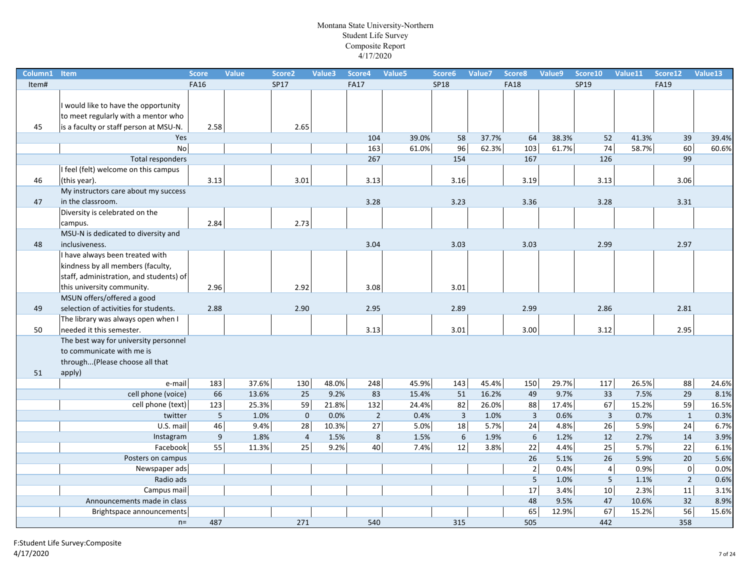Montana State University-Northern
Student Life Survey
Composite Report
4/17/2020

| Column1 | Item | Score | Value | Score2 | Value3 | Score4 | Value5 | Score6 | Value7 | Score8 | Value9 | Score10 | Value11 | Score12 | Value13 |
|---|---|---|---|---|---|---|---|---|---|---|---|---|---|---|---|
| Item# | | FA16 | | SP17 | | FA17 | | SP18 | | FA18 | | SP19 | | FA19 | |
| 45 | I would like to have the opportunity to meet regularly with a mentor who is a faculty or staff person at MSU-N. | 2.58 | | 2.65 | | | | | | | | | | | |
| | Yes | | | | | 104 | 39.0% | 58 | 37.7% | 64 | 38.3% | 52 | 41.3% | 39 | 39.4% |
| | No | | | | | 163 | 61.0% | 96 | 62.3% | 103 | 61.7% | 74 | 58.7% | 60 | 60.6% |
| | Total responders | | | | | 267 | | 154 | | 167 | | 126 | | 99 | |
| 46 | I feel (felt) welcome on this campus (this year). | 3.13 | | 3.01 | | 3.13 | | 3.16 | | 3.19 | | 3.13 | | 3.06 | |
| 47 | My instructors care about my success in the classroom. | | | | | 3.28 | | 3.23 | | 3.36 | | 3.28 | | 3.31 | |
| | Diversity is celebrated on the campus. | 2.84 | | 2.73 | | | | | | | | | | | |
| 48 | MSU-N is dedicated to diversity and inclusiveness. | | | | | 3.04 | | 3.03 | | 3.03 | | 2.99 | | 2.97 | |
| | I have always been treated with kindness by all members (faculty, staff, administration, and students) of this university community. | 2.96 | | 2.92 | | 3.08 | | 3.01 | | | | | | | |
| 49 | MSUN offers/offered a good selection of activities for students. | 2.88 | | 2.90 | | 2.95 | | 2.89 | | 2.99 | | 2.86 | | 2.81 | |
| 50 | The library was always open when I needed it this semester. | | | | | 3.13 | | 3.01 | | 3.00 | | 3.12 | | 2.95 | |
| 51 | The best way for university personnel to communicate with me is through...(Please choose all that apply) | | | | | | | | | | | | | | |
| | e-mail | 183 | 37.6% | 130 | 48.0% | 248 | 45.9% | 143 | 45.4% | 150 | 29.7% | 117 | 26.5% | 88 | 24.6% |
| | cell phone (voice) | 66 | 13.6% | 25 | 9.2% | 83 | 15.4% | 51 | 16.2% | 49 | 9.7% | 33 | 7.5% | 29 | 8.1% |
| | cell phone (text) | 123 | 25.3% | 59 | 21.8% | 132 | 24.4% | 82 | 26.0% | 88 | 17.4% | 67 | 15.2% | 59 | 16.5% |
| | twitter | 5 | 1.0% | 0 | 0.0% | 2 | 0.4% | 3 | 1.0% | 3 | 0.6% | 3 | 0.7% | 1 | 0.3% |
| | U.S. mail | 46 | 9.4% | 28 | 10.3% | 27 | 5.0% | 18 | 5.7% | 24 | 4.8% | 26 | 5.9% | 24 | 6.7% |
| | Instagram | 9 | 1.8% | 4 | 1.5% | 8 | 1.5% | 6 | 1.9% | 6 | 1.2% | 12 | 2.7% | 14 | 3.9% |
| | Facebook | 55 | 11.3% | 25 | 9.2% | 40 | 7.4% | 12 | 3.8% | 22 | 4.4% | 25 | 5.7% | 22 | 6.1% |
| | Posters on campus | | | | | | | | | 26 | 5.1% | 26 | 5.9% | 20 | 5.6% |
| | Newspaper ads | | | | | | | | | 2 | 0.4% | 4 | 0.9% | 0 | 0.0% |
| | Radio ads | | | | | | | | | 5 | 1.0% | 5 | 1.1% | 2 | 0.6% |
| | Campus mail | | | | | | | | | 17 | 3.4% | 10 | 2.3% | 11 | 3.1% |
| | Announcements made in class | | | | | | | | | 48 | 9.5% | 47 | 10.6% | 32 | 8.9% |
| | Brightspace announcements | | | | | | | | | 65 | 12.9% | 67 | 15.2% | 56 | 15.6% |
| | n= | 487 | | 271 | | 540 | | 315 | | 505 | | 442 | | 358 | |

F:Student Life Survey:Composite
4/17/2020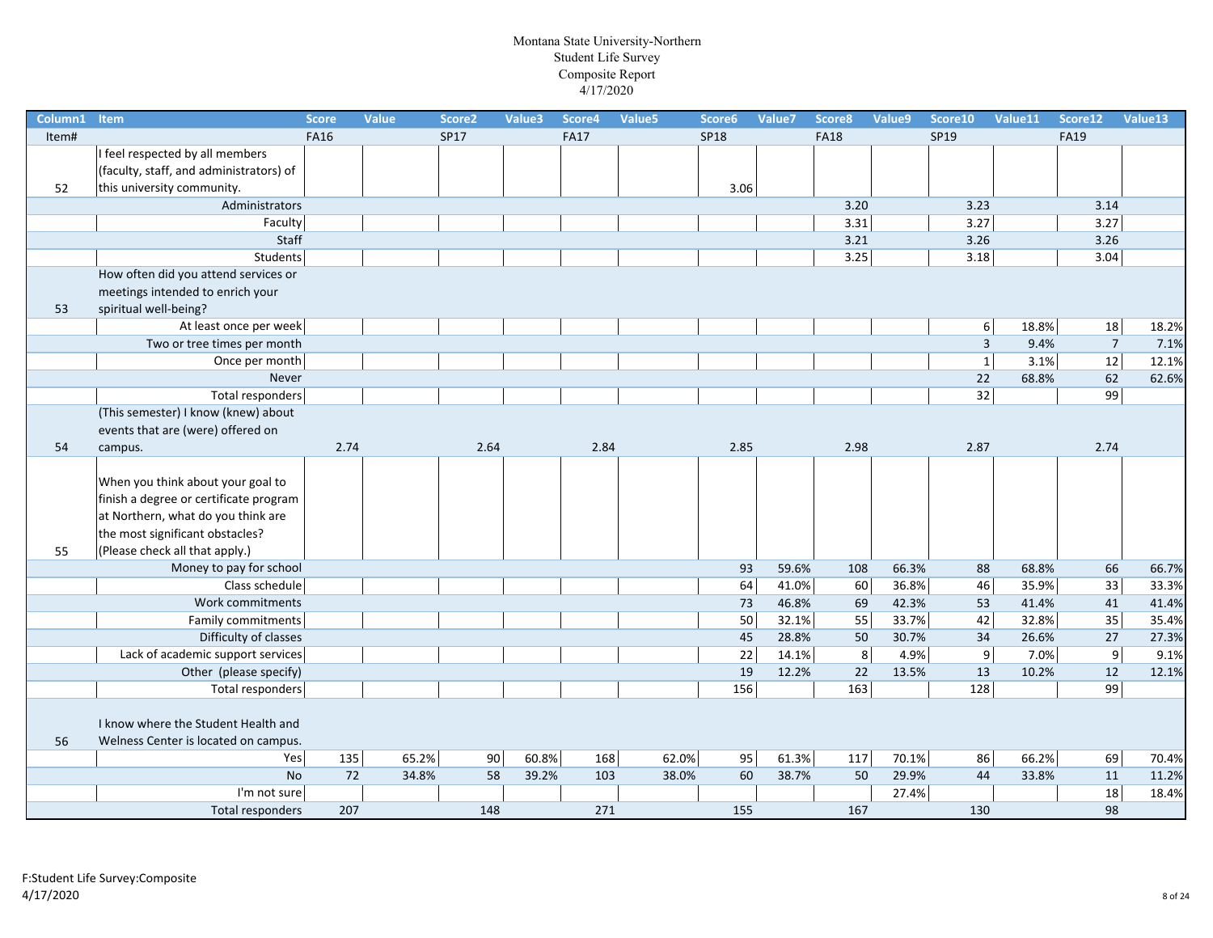Montana State University-Northern
Student Life Survey
Composite Report
4/17/2020

| Column1 | Item | Score | Value | Score2 | Value3 | Score4 | Value5 | Score6 | Value7 | Score8 | Value9 | Score10 | Value11 | Score12 | Value13 |
|---|---|---|---|---|---|---|---|---|---|---|---|---|---|---|---|
| Item# | | FA16 | | SP17 | | FA17 | | SP18 | | FA18 | | SP19 | | FA19 | |
| 52 | I feel respected by all members (faculty, staff, and administrators) of this university community. | | | | | | | 3.06 | | | | | | | |
| | Administrators | | | | | | | | | 3.20 | | 3.23 | | 3.14 | |
| | Faculty | | | | | | | | | 3.31 | | 3.27 | | 3.27 | |
| | Staff | | | | | | | | | 3.21 | | 3.26 | | 3.26 | |
| | Students | | | | | | | | | 3.25 | | 3.18 | | 3.04 | |
| 53 | How often did you attend services or meetings intended to enrich your spiritual well-being? | | | | | | | | | | | | | | |
| | At least once per week | | | | | | | | | | | 6 | 18.8% | 18 | 18.2% |
| | Two or tree times per month | | | | | | | | | | | 3 | 9.4% | 7 | 7.1% |
| | Once per month | | | | | | | | | | | 1 | 3.1% | 12 | 12.1% |
| | Never | | | | | | | | | | | 22 | 68.8% | 62 | 62.6% |
| | Total responders | | | | | | | | | | | 32 | | 99 | |
| 54 | (This semester) I know (knew) about events that are (were) offered on campus. | 2.74 | | 2.64 | | 2.84 | | 2.85 | | 2.98 | | 2.87 | | 2.74 | |
| 55 | When you think about your goal to finish a degree or certificate program at Northern, what do you think are the most significant obstacles? (Please check all that apply.) | | | | | | | | | | | | | | |
| | Money to pay for school | | | | | | | 93 | 59.6% | 108 | 66.3% | 88 | 68.8% | 66 | 66.7% |
| | Class schedule | | | | | | | 64 | 41.0% | 60 | 36.8% | 46 | 35.9% | 33 | 33.3% |
| | Work commitments | | | | | | | 73 | 46.8% | 69 | 42.3% | 53 | 41.4% | 41 | 41.4% |
| | Family commitments | | | | | | | 50 | 32.1% | 55 | 33.7% | 42 | 32.8% | 35 | 35.4% |
| | Difficulty of classes | | | | | | | 45 | 28.8% | 50 | 30.7% | 34 | 26.6% | 27 | 27.3% |
| | Lack of academic support services | | | | | | | 22 | 14.1% | 8 | 4.9% | 9 | 7.0% | 9 | 9.1% |
| | Other (please specify) | | | | | | | 19 | 12.2% | 22 | 13.5% | 13 | 10.2% | 12 | 12.1% |
| | Total responders | | | | | | | 156 | | 163 | | 128 | | 99 | |
| 56 | I know where the Student Health and Welness Center is located on campus. | | | | | | | | | | | | | | |
| | Yes | 135 | 65.2% | 90 | 60.8% | 168 | 62.0% | 95 | 61.3% | 117 | 70.1% | 86 | 66.2% | 69 | 70.4% |
| | No | 72 | 34.8% | 58 | 39.2% | 103 | 38.0% | 60 | 38.7% | 50 | 29.9% | 44 | 33.8% | 11 | 11.2% |
| | I'm not sure | | | | | | | | | | 27.4% | | | 18 | 18.4% |
| | Total responders | 207 | | 148 | | 271 | | 155 | | 167 | | 130 | | 98 | |

F:Student Life Survey:Composite
4/17/2020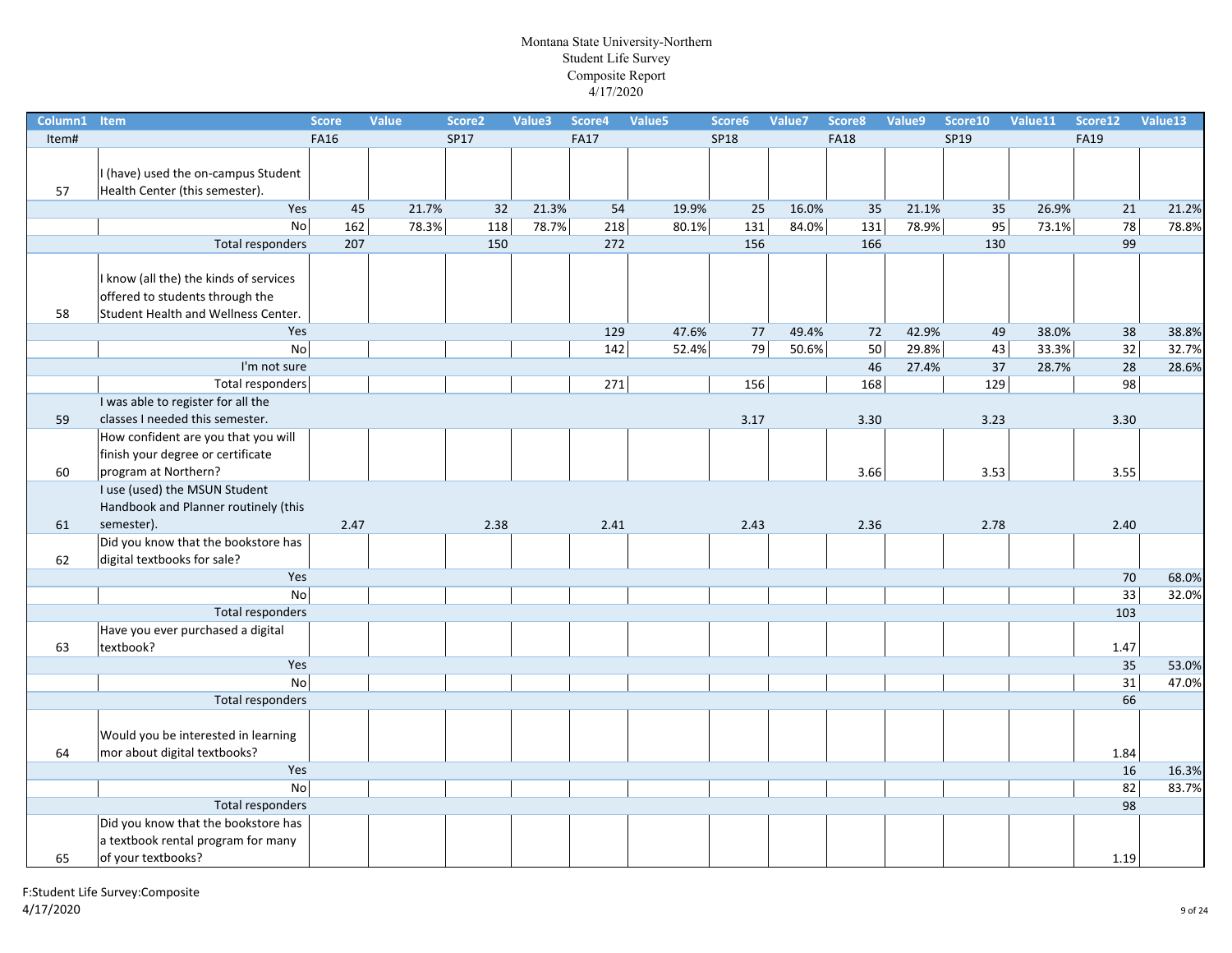Montana State University-Northern
Student Life Survey
Composite Report
4/17/2020

| Column1 | Item | Score | Value | Score2 | Value3 | Score4 | Value5 | Score6 | Value7 | Score8 | Value9 | Score10 | Value11 | Score12 | Value13 |
|---|---|---|---|---|---|---|---|---|---|---|---|---|---|---|---|
| Item# | | FA16 | | SP17 | | FA17 | | SP18 | | FA18 | | SP19 | | FA19 | |
| 57 | I (have) used the on-campus Student Health Center (this semester). | | | | | | | | | | | | | | |
| | Yes | 45 | 21.7% | 32 | 21.3% | 54 | 19.9% | 25 | 16.0% | 35 | 21.1% | 35 | 26.9% | 21 | 21.2% |
| | No | 162 | 78.3% | 118 | 78.7% | 218 | 80.1% | 131 | 84.0% | 131 | 78.9% | 95 | 73.1% | 78 | 78.8% |
| | Total responders | 207 | | 150 | | 272 | | 156 | | 166 | | 130 | | 99 | |
| 58 | I know (all the) the kinds of services offered to students through the Student Health and Wellness Center. | | | | | | | | | | | | | | |
| | Yes | | | | | 129 | 47.6% | 77 | 49.4% | 72 | 42.9% | 49 | 38.0% | 38 | 38.8% |
| | No | | | | | 142 | 52.4% | 79 | 50.6% | 50 | 29.8% | 43 | 33.3% | 32 | 32.7% |
| | I'm not sure | | | | | | | | | 46 | 27.4% | 37 | 28.7% | 28 | 28.6% |
| | Total responders | | | | | 271 | | 156 | | 168 | | 129 | | 98 | |
| 59 | I was able to register for all the classes I needed this semester. | | | | | | | 3.17 | | 3.30 | | 3.23 | | 3.30 | |
| 60 | How confident are you that you will finish your degree or certificate program at Northern? | | | | | | | | | 3.66 | | 3.53 | | 3.55 | |
| 61 | I use (used) the MSUN Student Handbook and Planner routinely (this semester). | 2.47 | | 2.38 | | 2.41 | | 2.43 | | 2.36 | | 2.78 | | 2.40 | |
| 62 | Did you know that the bookstore has digital textbooks for sale? | | | | | | | | | | | | | | |
| | Yes | | | | | | | | | | | | | 70 | 68.0% |
| | No | | | | | | | | | | | | | 33 | 32.0% |
| | Total responders | | | | | | | | | | | | | 103 | |
| 63 | Have you ever purchased a digital textbook? | | | | | | | | | | | | | 1.47 | |
| | Yes | | | | | | | | | | | | | 35 | 53.0% |
| | No | | | | | | | | | | | | | 31 | 47.0% |
| | Total responders | | | | | | | | | | | | | 66 | |
| 64 | Would you be interested in learning mor about digital textbooks? | | | | | | | | | | | | | 1.84 | |
| | Yes | | | | | | | | | | | | | 16 | 16.3% |
| | No | | | | | | | | | | | | | 82 | 83.7% |
| | Total responders | | | | | | | | | | | | | 98 | |
| 65 | Did you know that the bookstore has a textbook rental program for many of your textbooks? | | | | | | | | | | | | | 1.19 | |

F:Student Life Survey:Composite
4/17/2020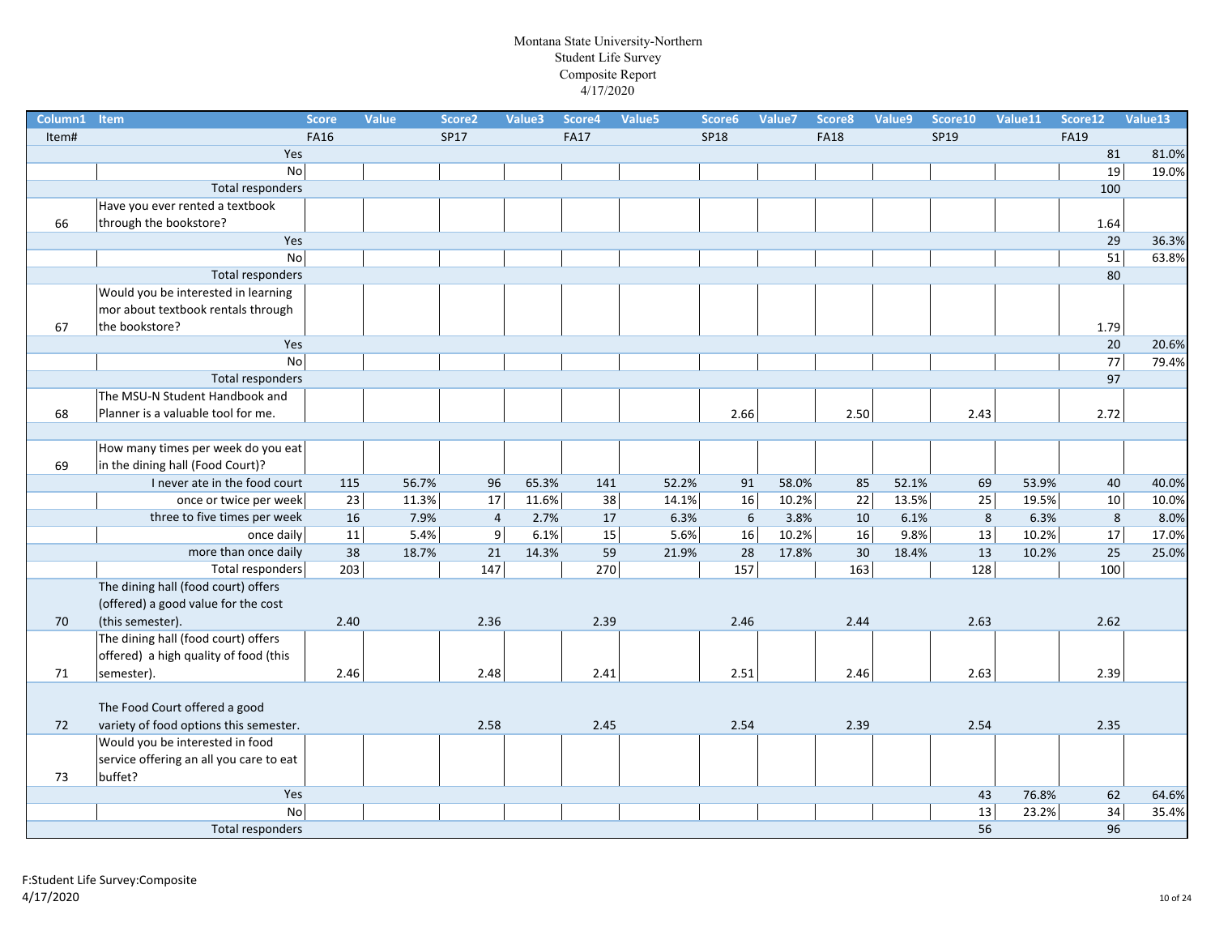Montana State University-Northern
Student Life Survey
Composite Report
4/17/2020

| Column1 | Item | Score | Value | Score2 | Value3 | Score4 | Value5 | Score6 | Value7 | Score8 | Value9 | Score10 | Value11 | Score12 | Value13 |
|---|---|---|---|---|---|---|---|---|---|---|---|---|---|---|---|
| Item# | | FA16 | | SP17 | | FA17 | | SP18 | | FA18 | | SP19 | | FA19 | |
| | Yes | | | | | | | | | | | | | 81 | 81.0% |
| | No | | | | | | | | | | | | | 19 | 19.0% |
| | Total responders | | | | | | | | | | | | | 100 | |
| 66 | Have you ever rented a textbook through the bookstore? | | | | | | | | | | | | | 1.64 | |
| | Yes | | | | | | | | | | | | | 29 | 36.3% |
| | No | | | | | | | | | | | | | 51 | 63.8% |
| | Total responders | | | | | | | | | | | | | 80 | |
| 67 | Would you be interested in learning mor about textbook rentals through the bookstore? | | | | | | | | | | | | | 1.79 | |
| | Yes | | | | | | | | | | | | | 20 | 20.6% |
| | No | | | | | | | | | | | | | 77 | 79.4% |
| | Total responders | | | | | | | | | | | | | 97 | |
| 68 | The MSU-N Student Handbook and Planner is a valuable tool for me. | | | | | | | 2.66 | | 2.50 | | 2.43 | | 2.72 | |
| | | | | | | | | | | | | | | | |
| 69 | How many times per week do you eat in the dining hall (Food Court)? | | | | | | | | | | | | | | |
| | I never ate in the food court | 115 | 56.7% | 96 | 65.3% | 141 | 52.2% | 91 | 58.0% | 85 | 52.1% | 69 | 53.9% | 40 | 40.0% |
| | once or twice per week | 23 | 11.3% | 17 | 11.6% | 38 | 14.1% | 16 | 10.2% | 22 | 13.5% | 25 | 19.5% | 10 | 10.0% |
| | three to five times per week | 16 | 7.9% | 4 | 2.7% | 17 | 6.3% | 6 | 3.8% | 10 | 6.1% | 8 | 6.3% | 8 | 8.0% |
| | once daily | 11 | 5.4% | 9 | 6.1% | 15 | 5.6% | 16 | 10.2% | 16 | 9.8% | 13 | 10.2% | 17 | 17.0% |
| | more than once daily | 38 | 18.7% | 21 | 14.3% | 59 | 21.9% | 28 | 17.8% | 30 | 18.4% | 13 | 10.2% | 25 | 25.0% |
| | Total responders | 203 | | 147 | | 270 | | 157 | | 163 | | 128 | | 100 | |
| 70 | The dining hall (food court) offers (offered) a good value for the cost (this semester). | 2.40 | | 2.36 | | 2.39 | | 2.46 | | 2.44 | | 2.63 | | 2.62 | |
| 71 | The dining hall (food court) offers offered) a high quality of food (this semester). | 2.46 | | 2.48 | | 2.41 | | 2.51 | | 2.46 | | 2.63 | | 2.39 | |
| 72 | The Food Court offered a good variety of food options this semester. | | | 2.58 | | 2.45 | | 2.54 | | 2.39 | | 2.54 | | 2.35 | |
| 73 | Would you be interested in food service offering an all you care to eat buffet? | | | | | | | | | | | | | | |
| | Yes | | | | | | | | | | | 43 | 76.8% | 62 | 64.6% |
| | No | | | | | | | | | | | 13 | 23.2% | 34 | 35.4% |
| | Total responders | | | | | | | | | | | 56 | | 96 | |

F:Student Life Survey:Composite
4/17/2020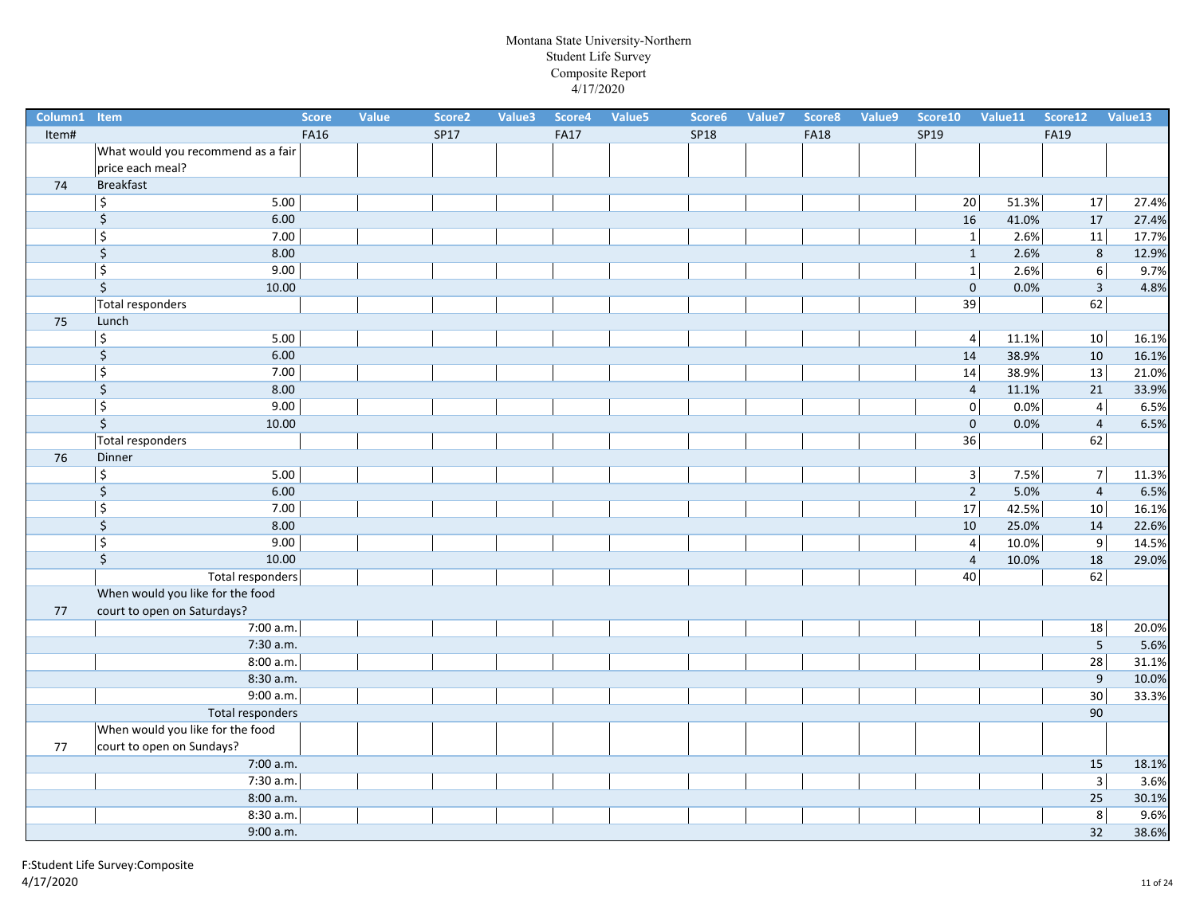# Montana State University-Northern
## Student Life Survey
### Composite Report
4/17/2020

| Column1 | Item | Score | Value | Score2 | Value3 | Score4 | Value5 | Score6 | Value7 | Score8 | Value9 | Score10 | Value11 | Score12 | Value13 |
|---|---|---|---|---|---|---|---|---|---|---|---|---|---|---|---|
| Item# | | FA16 | | SP17 | | FA17 | | SP18 | | FA18 | | SP19 | | FA19 | |
| | What would you recommend as a fair price each meal? | | | | | | | | | | | | | | |
| 74 | Breakfast | | | | | | | | | | | | | | |
| | $ 5.00 | | | | | | | | | | | 20 | 51.3% | 17 | 27.4% |
| | $ 6.00 | | | | | | | | | | | 16 | 41.0% | 17 | 27.4% |
| | $ 7.00 | | | | | | | | | | | 1 | 2.6% | 11 | 17.7% |
| | $ 8.00 | | | | | | | | | | | 1 | 2.6% | 8 | 12.9% |
| | $ 9.00 | | | | | | | | | | | 1 | 2.6% | 6 | 9.7% |
| | $ 10.00 | | | | | | | | | | | 0 | 0.0% | 3 | 4.8% |
| | Total responders | | | | | | | | | | | 39 | | 62 | |
| 75 | Lunch | | | | | | | | | | | | | | |
| | $ 5.00 | | | | | | | | | | | 4 | 11.1% | 10 | 16.1% |
| | $ 6.00 | | | | | | | | | | | 14 | 38.9% | 10 | 16.1% |
| | $ 7.00 | | | | | | | | | | | 14 | 38.9% | 13 | 21.0% |
| | $ 8.00 | | | | | | | | | | | 4 | 11.1% | 21 | 33.9% |
| | $ 9.00 | | | | | | | | | | | 0 | 0.0% | 4 | 6.5% |
| | $ 10.00 | | | | | | | | | | | 0 | 0.0% | 4 | 6.5% |
| | Total responders | | | | | | | | | | | 36 | | 62 | |
| 76 | Dinner | | | | | | | | | | | | | | |
| | $ 5.00 | | | | | | | | | | | 3 | 7.5% | 7 | 11.3% |
| | $ 6.00 | | | | | | | | | | | 2 | 5.0% | 4 | 6.5% |
| | $ 7.00 | | | | | | | | | | | 17 | 42.5% | 10 | 16.1% |
| | $ 8.00 | | | | | | | | | | | 10 | 25.0% | 14 | 22.6% |
| | $ 9.00 | | | | | | | | | | | 4 | 10.0% | 9 | 14.5% |
| | $ 10.00 | | | | | | | | | | | 4 | 10.0% | 18 | 29.0% |
| | Total responders | | | | | | | | | | | 40 | | 62 | |
| 77 | When would you like for the food court to open on Saturdays? | | | | | | | | | | | | | | |
| | 7:00 a.m. | | | | | | | | | | | | | 18 | 20.0% |
| | 7:30 a.m. | | | | | | | | | | | | | 5 | 5.6% |
| | 8:00 a.m. | | | | | | | | | | | | | 28 | 31.1% |
| | 8:30 a.m. | | | | | | | | | | | | | 9 | 10.0% |
| | 9:00 a.m. | | | | | | | | | | | | | 30 | 33.3% |
| | Total responders | | | | | | | | | | | | | 90 | |
| 77 | When would you like for the food court to open on Sundays? | | | | | | | | | | | | | | |
| | 7:00 a.m. | | | | | | | | | | | | | 15 | 18.1% |
| | 7:30 a.m. | | | | | | | | | | | | | 3 | 3.6% |
| | 8:00 a.m. | | | | | | | | | | | | | 25 | 30.1% |
| | 8:30 a.m. | | | | | | | | | | | | | 8 | 9.6% |
| | 9:00 a.m. | | | | | | | | | | | | | 32 | 38.6% |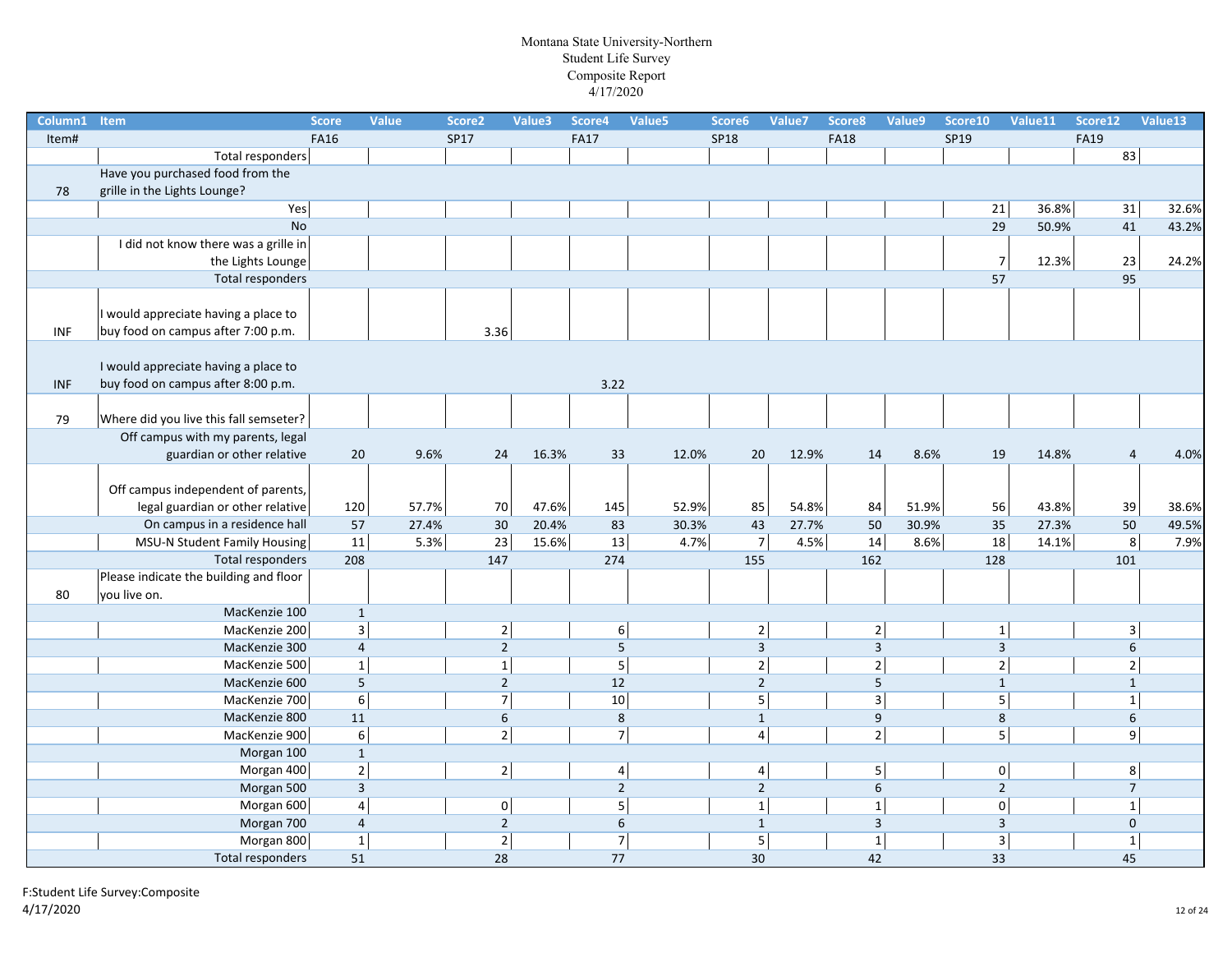Montana State University-Northern
Student Life Survey
Composite Report
4/17/2020

| Column1 | Item | Score | Value | Score2 | Value3 | Score4 | Value5 | Score6 | Value7 | Score8 | Value9 | Score10 | Value11 | Score12 | Value13 |
|---|---|---|---|---|---|---|---|---|---|---|---|---|---|---|---|
| Item# | | FA16 | | SP17 | | FA17 | | SP18 | | FA18 | | SP19 | | FA19 | |
| | Total responders | | | | | | | | | | | | | 83 | |
| 78 | Have you purchased food from the grille in the Lights Lounge? | | | | | | | | | | | | | | |
| | Yes | | | | | | | | | | | 21 | 36.8% | 31 | 32.6% |
| | No | | | | | | | | | | | 29 | 50.9% | 41 | 43.2% |
| | I did not know there was a grille in the Lights Lounge | | | | | | | | | | | 7 | 12.3% | 23 | 24.2% |
| | Total responders | | | | | | | | | | | 57 | | 95 | |
| INF | I would appreciate having a place to buy food on campus after 7:00 p.m. | | | 3.36 | | | | | | | | | | | |
| INF | I would appreciate having a place to buy food on campus after 8:00 p.m. | | | | | 3.22 | | | | | | | | | |
| 79 | Where did you live this fall semseter? | | | | | | | | | | | | | | |
| | Off campus with my parents, legal guardian or other relative | 20 | 9.6% | 24 | 16.3% | 33 | 12.0% | 20 | 12.9% | 14 | 8.6% | 19 | 14.8% | 4 | 4.0% |
| | Off campus independent of parents, legal guardian or other relative | 120 | 57.7% | 70 | 47.6% | 145 | 52.9% | 85 | 54.8% | 84 | 51.9% | 56 | 43.8% | 39 | 38.6% |
| | On campus in a residence hall | 57 | 27.4% | 30 | 20.4% | 83 | 30.3% | 43 | 27.7% | 50 | 30.9% | 35 | 27.3% | 50 | 49.5% |
| | MSU-N Student Family Housing | 11 | 5.3% | 23 | 15.6% | 13 | 4.7% | 7 | 4.5% | 14 | 8.6% | 18 | 14.1% | 8 | 7.9% |
| | Total responders | 208 | | 147 | | 274 | | 155 | | 162 | | 128 | | 101 | |
| 80 | Please indicate the building and floor you live on. | | | | | | | | | | | | | | |
| | MacKenzie 100 | 1 | | | | | | | | | | | | | |
| | MacKenzie 200 | 3 | | 2 | | 6 | | 2 | | 2 | | 1 | | 3 | |
| | MacKenzie 300 | 4 | | 2 | | 5 | | 3 | | 3 | | 3 | | 6 | |
| | MacKenzie 500 | 1 | | 1 | | 5 | | 2 | | 2 | | 2 | | 2 | |
| | MacKenzie 600 | 5 | | 2 | | 12 | | 2 | | 5 | | 1 | | 1 | |
| | MacKenzie 700 | 6 | | 7 | | 10 | | 5 | | 3 | | 5 | | 1 | |
| | MacKenzie 800 | 11 | | 6 | | 8 | | 1 | | 9 | | 8 | | 6 | |
| | MacKenzie 900 | 6 | | 2 | | 7 | | 4 | | 2 | | 5 | | 9 | |
| | Morgan 100 | 1 | | | | | | | | | | | | | |
| | Morgan 400 | 2 | | 2 | | 4 | | 4 | | 5 | | 0 | | 8 | |
| | Morgan 500 | 3 | | | | 2 | | 2 | | 6 | | 2 | | 7 | |
| | Morgan 600 | 4 | | 0 | | 5 | | 1 | | 1 | | 0 | | 1 | |
| | Morgan 700 | 4 | | 2 | | 6 | | 1 | | 3 | | 3 | | 0 | |
| | Morgan 800 | 1 | | 2 | | 7 | | 5 | | 1 | | 3 | | 1 | |
| | Total responders | 51 | | 28 | | 77 | | 30 | | 42 | | 33 | | 45 | |

F:Student Life Survey:Composite
4/17/2020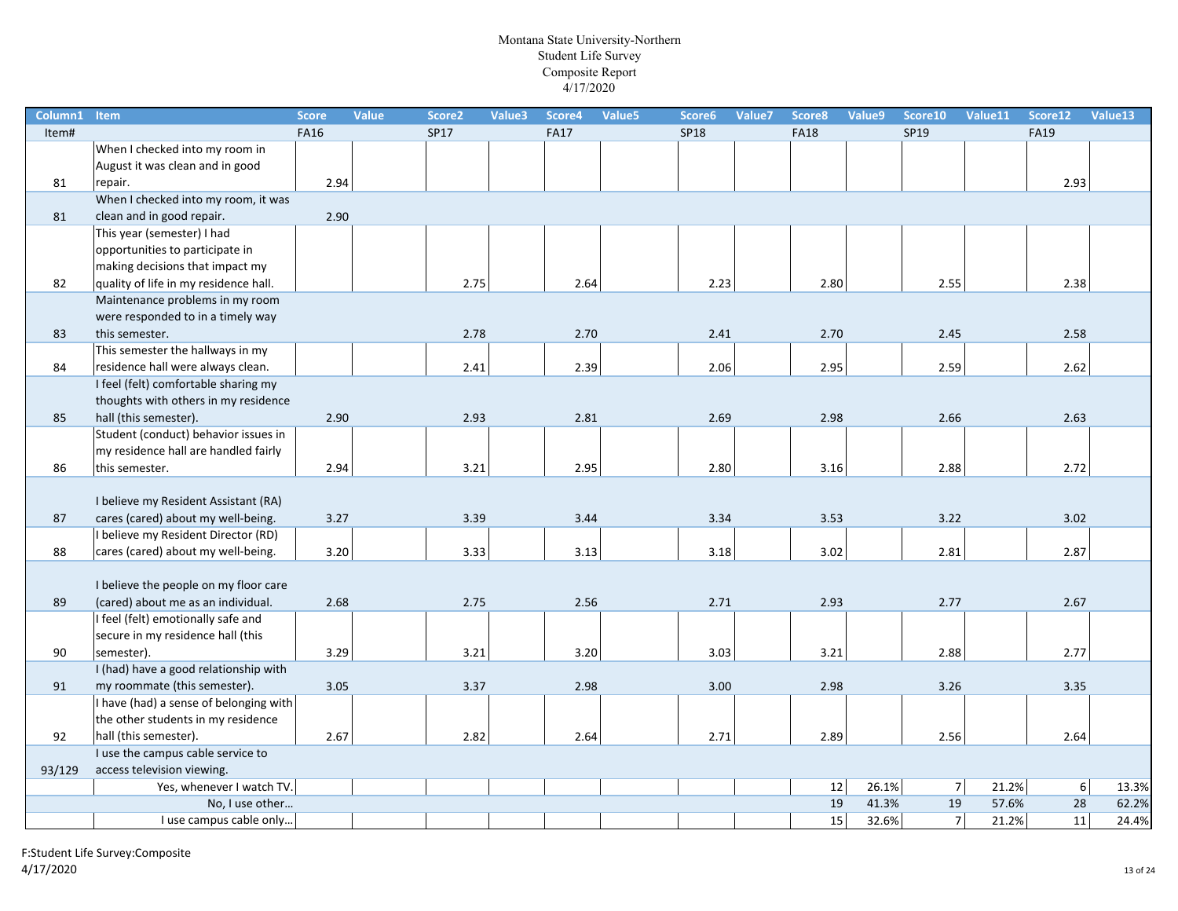Montana State University-Northern
Student Life Survey
Composite Report
4/17/2020

| Column1 | Item | Score | Value | Score2 | Value3 | Score4 | Value5 | Score6 | Value7 | Score8 | Value9 | Score10 | Value11 | Score12 | Value13 |
|---|---|---|---|---|---|---|---|---|---|---|---|---|---|---|---|
| Item# | | FA16 | | SP17 | | FA17 | | SP18 | | FA18 | | SP19 | | FA19 | |
| 81 | When I checked into my room in August it was clean and in good repair. | 2.94 | | | | | | | | | | | | 2.93 | |
| 81 | When I checked into my room, it was clean and in good repair. | 2.90 | | | | | | | | | | | | | |
| 82 | This year (semester) I had opportunities to participate in making decisions that impact my quality of life in my residence hall. | | | 2.75 | | 2.64 | | 2.23 | | 2.80 | | 2.55 | | 2.38 | |
| 83 | Maintenance problems in my room were responded to in a timely way this semester. | | | 2.78 | | 2.70 | | 2.41 | | 2.70 | | 2.45 | | 2.58 | |
| 84 | This semester the hallways in my residence hall were always clean. | | | 2.41 | | 2.39 | | 2.06 | | 2.95 | | 2.59 | | 2.62 | |
| 85 | I feel (felt) comfortable sharing my thoughts with others in my residence hall (this semester). | 2.90 | | 2.93 | | 2.81 | | 2.69 | | 2.98 | | 2.66 | | 2.63 | |
| 86 | Student (conduct) behavior issues in my residence hall are handled fairly this semester. | 2.94 | | 3.21 | | 2.95 | | 2.80 | | 3.16 | | 2.88 | | 2.72 | |
| 87 | I believe my Resident Assistant (RA) cares (cared) about my well-being. | 3.27 | | 3.39 | | 3.44 | | 3.34 | | 3.53 | | 3.22 | | 3.02 | |
| 88 | I believe my Resident Director (RD) cares (cared) about my well-being. | 3.20 | | 3.33 | | 3.13 | | 3.18 | | 3.02 | | 2.81 | | 2.87 | |
| 89 | I believe the people on my floor care (cared) about me as an individual. | 2.68 | | 2.75 | | 2.56 | | 2.71 | | 2.93 | | 2.77 | | 2.67 | |
| 90 | I feel (felt) emotionally safe and secure in my residence hall (this semester). | 3.29 | | 3.21 | | 3.20 | | 3.03 | | 3.21 | | 2.88 | | 2.77 | |
| 91 | I (had) have a good relationship with my roommate (this semester). | 3.05 | | 3.37 | | 2.98 | | 3.00 | | 2.98 | | 3.26 | | 3.35 | |
| 92 | I have (had) a sense of belonging with the other students in my residence hall (this semester). | 2.67 | | 2.82 | | 2.64 | | 2.71 | | 2.89 | | 2.56 | | 2.64 | |
| 93/129 | I use the campus cable service to access television viewing. | | | | | | | | | | | | | | |
| | Yes, whenever I watch TV. | | | | | | | | | 12 | 26.1% | 7 | 21.2% | 6 | 13.3% |
| | No, I use other… | | | | | | | | | 19 | 41.3% | 19 | 57.6% | 28 | 62.2% |
| | I use campus cable only… | | | | | | | | | 15 | 32.6% | 7 | 21.2% | 11 | 24.4% |

F:Student Life Survey:Composite
4/17/2020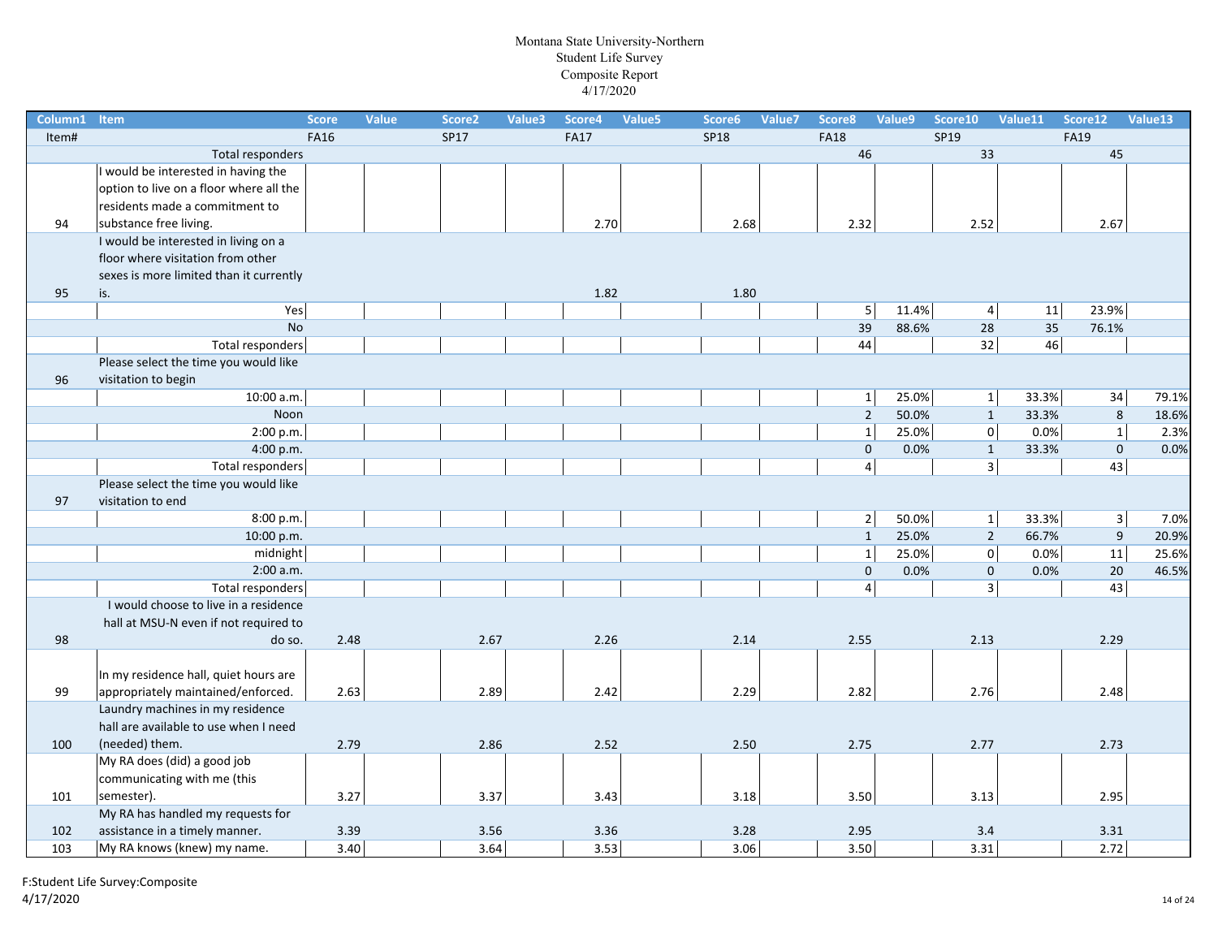# Montana State University-Northern
## Student Life Survey
### Composite Report
4/17/2020

| Column1 | Item | Score | Value | Score2 | Value3 | Score4 | Value5 | Score6 | Value7 | Score8 | Value9 | Score10 | Value11 | Score12 | Value13 |
|---|---|---|---|---|---|---|---|---|---|---|---|---|---|---|---|
| Item# | | FA16 | | SP17 | | FA17 | | SP18 | | FA18 | | SP19 | | FA19 | |
| | Total responders | | | | | | | | | 46 | | 33 | | 45 | |
| 94 | I would be interested in having the option to live on a floor where all the residents made a commitment to substance free living. | | | | | 2.70 | | 2.68 | | 2.32 | | 2.52 | | 2.67 | |
| 95 | I would be interested in living on a floor where visitation from other sexes is more limited than it currently is. | | | | | 1.82 | | 1.80 | | | | | | | |
| | Yes | | | | | | | | | 5 | 11.4% | 4 | 11 | 23.9% | |
| | No | | | | | | | | | 39 | 88.6% | 28 | 35 | 76.1% | |
| | Total responders | | | | | | | | | 44 | | 32 | 46 | | |
| 96 | Please select the time you would like visitation to begin | | | | | | | | | | | | | | |
| | 10:00 a.m. | | | | | | | | | 1 | 25.0% | 1 | 33.3% | 34 | 79.1% |
| | Noon | | | | | | | | | 2 | 50.0% | 1 | 33.3% | 8 | 18.6% |
| | 2:00 p.m. | | | | | | | | | 1 | 25.0% | 0 | 0.0% | 1 | 2.3% |
| | 4:00 p.m. | | | | | | | | | 0 | 0.0% | 1 | 33.3% | 0 | 0.0% |
| | Total responders | | | | | | | | | 4 | | 3 | | 43 | |
| 97 | Please select the time you would like visitation to end | | | | | | | | | | | | | | |
| | 8:00 p.m. | | | | | | | | | 2 | 50.0% | 1 | 33.3% | 3 | 7.0% |
| | 10:00 p.m. | | | | | | | | | 1 | 25.0% | 2 | 66.7% | 9 | 20.9% |
| | midnight | | | | | | | | | 1 | 25.0% | 0 | 0.0% | 11 | 25.6% |
| | 2:00 a.m. | | | | | | | | | 0 | 0.0% | 0 | 0.0% | 20 | 46.5% |
| | Total responders | | | | | | | | | 4 | | 3 | | 43 | |
| 98 | I would choose to live in a residence hall at MSU-N even if not required to do so. | 2.48 | | 2.67 | | 2.26 | | 2.14 | | 2.55 | | 2.13 | | 2.29 | |
| 99 | In my residence hall, quiet hours are appropriately maintained/enforced. | 2.63 | | 2.89 | | 2.42 | | 2.29 | | 2.82 | | 2.76 | | 2.48 | |
| 100 | Laundry machines in my residence hall are available to use when I need (needed) them. | 2.79 | | 2.86 | | 2.52 | | 2.50 | | 2.75 | | 2.77 | | 2.73 | |
| 101 | My RA does (did) a good job communicating with me (this semester). | 3.27 | | 3.37 | | 3.43 | | 3.18 | | 3.50 | | 3.13 | | 2.95 | |
| 102 | My RA has handled my requests for assistance in a timely manner. | 3.39 | | 3.56 | | 3.36 | | 3.28 | | 2.95 | | 3.4 | | 3.31 | |
| 103 | My RA knows (knew) my name. | 3.40 | | 3.64 | | 3.53 | | 3.06 | | 3.50 | | 3.31 | | 2.72 | |

F:Student Life Survey:Composite
4/17/2020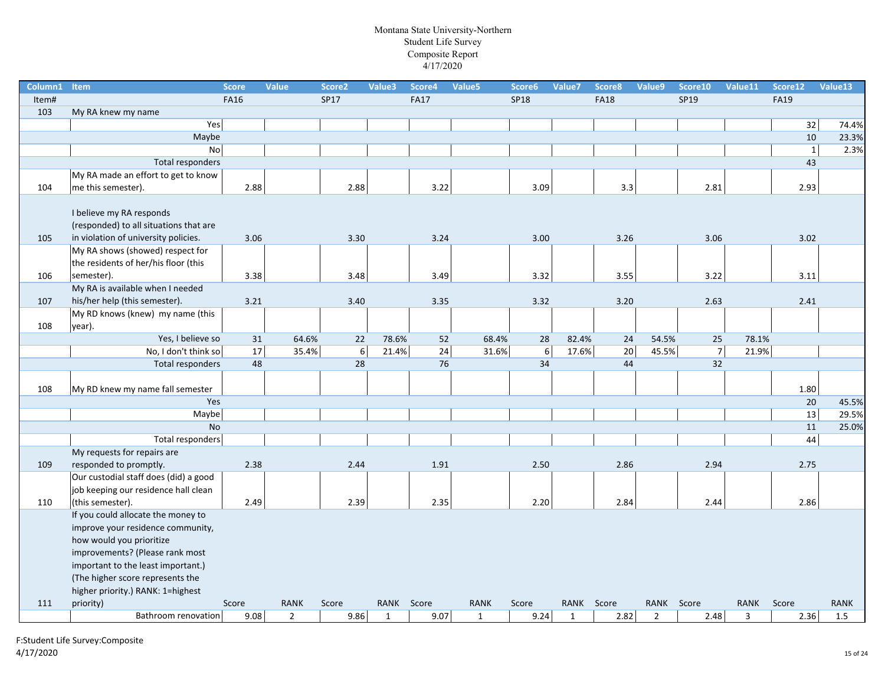Montana State University-Northern
Student Life Survey
Composite Report
4/17/2020

| Column1 | Item | Score | Value | Score2 | Value3 | Score4 | Value5 | Score6 | Value7 | Score8 | Value9 | Score10 | Value11 | Score12 | Value13 |
|---|---|---|---|---|---|---|---|---|---|---|---|---|---|---|---|
| Item# | | FA16 | | SP17 | | FA17 | | SP18 | | FA18 | | SP19 | | FA19 | |
| 103 | My RA knew my name | | | | | | | | | | | | | | |
| | Yes | | | | | | | | | | | | | 32 | 74.4% |
| | Maybe | | | | | | | | | | | | | 10 | 23.3% |
| | No | | | | | | | | | | | | | 1 | 2.3% |
| | Total responders | | | | | | | | | | | | | 43 | |
| 104 | My RA made an effort to get to know me this semester). | 2.88 | | 2.88 | | 3.22 | | 3.09 | | 3.3 | | 2.81 | | 2.93 | |
| 105 | I believe my RA responds (responded) to all situations that are in violation of university policies. | 3.06 | | 3.30 | | 3.24 | | 3.00 | | 3.26 | | 3.06 | | 3.02 | |
| 106 | My RA shows (showed) respect for the residents of her/his floor (this semester). | 3.38 | | 3.48 | | 3.49 | | 3.32 | | 3.55 | | 3.22 | | 3.11 | |
| 107 | My RA is available when I needed his/her help (this semester). | 3.21 | | 3.40 | | 3.35 | | 3.32 | | 3.20 | | 2.63 | | 2.41 | |
| 108 | My RD knows (knew) my name (this year). | | | | | | | | | | | | | | |
| | Yes, I believe so | 31 | 64.6% | 22 | 78.6% | 52 | 68.4% | 28 | 82.4% | 24 | 54.5% | 25 | 78.1% | | |
| | No, I don't think so | 17 | 35.4% | 6 | 21.4% | 24 | 31.6% | 6 | 17.6% | 20 | 45.5% | 7 | 21.9% | | |
| | Total responders | 48 | | 28 | | 76 | | 34 | | 44 | | 32 | | | |
| 108 | My RD knew my name fall semester | | | | | | | | | | | | | 1.80 | |
| | Yes | | | | | | | | | | | | | 20 | 45.5% |
| | Maybe | | | | | | | | | | | | | 13 | 29.5% |
| | No | | | | | | | | | | | | | 11 | 25.0% |
| | Total responders | | | | | | | | | | | | | 44 | |
| 109 | My requests for repairs are responded to promptly. | 2.38 | | 2.44 | | 1.91 | | 2.50 | | 2.86 | | 2.94 | | 2.75 | |
| 110 | Our custodial staff does (did) a good job keeping our residence hall clean (this semester). | 2.49 | | 2.39 | | 2.35 | | 2.20 | | 2.84 | | 2.44 | | 2.86 | |
| 111 | If you could allocate the money to improve your residence community, how would you prioritize improvements? (Please rank most important to the least important.) (The higher score represents the higher priority.) RANK: 1=highest priority) | Score | RANK | Score | RANK | Score | RANK | Score | RANK | Score | RANK | Score | RANK | Score | RANK |
| | Bathroom renovation | 9.08 | 2 | 9.86 | 1 | 9.07 | 1 | 9.24 | 1 | 2.82 | 2 | 2.48 | 3 | 2.36 | 1.5 |

F:Student Life Survey:Composite
4/17/2020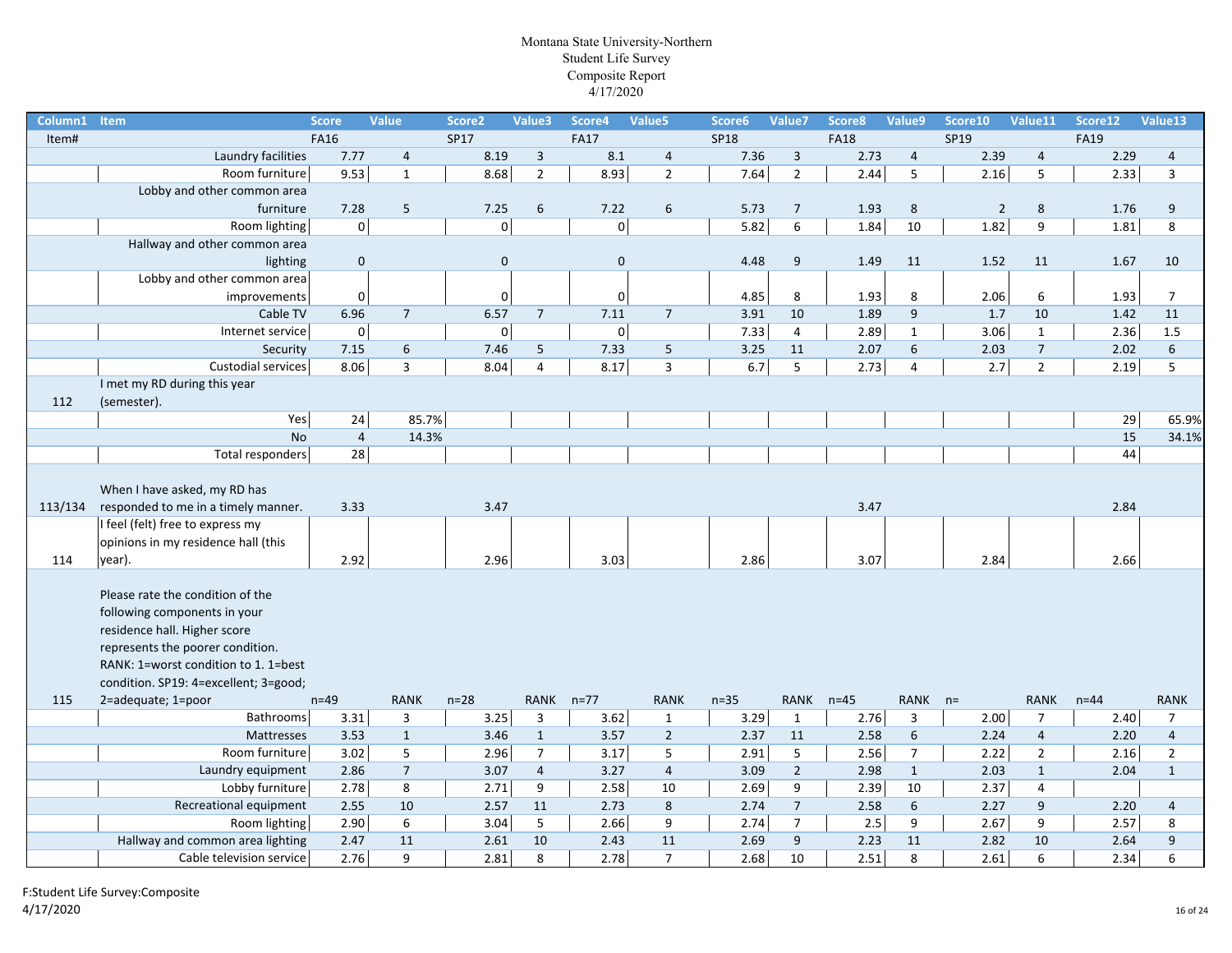# Montana State University-Northern
## Student Life Survey
## Composite Report
## 4/17/2020

| Column1 | Item | Score | Value | Score2 | Value3 | Score4 | Value5 | Score6 | Value7 | Score8 | Value9 | Score10 | Value11 | Score12 | Value13 |
|---|---|---|---|---|---|---|---|---|---|---|---|---|---|---|---|
| Item# | | FA16 | | SP17 | | FA17 | | SP18 | | FA18 | | SP19 | | FA19 | |
| | Laundry facilities | 7.77 | 4 | 8.19 | 3 | 8.1 | 4 | 7.36 | 3 | 2.73 | 4 | 2.39 | 4 | 2.29 | 4 |
| | Room furniture | 9.53 | 1 | 8.68 | 2 | 8.93 | 2 | 7.64 | 2 | 2.44 | 5 | 2.16 | 5 | 2.33 | 3 |
| | Lobby and other common area furniture | 7.28 | 5 | 7.25 | 6 | 7.22 | 6 | 5.73 | 7 | 1.93 | 8 | 2 | 8 | 1.76 | 9 |
| | Room lighting | 0 | | 0 | | 0 | | 5.82 | 6 | 1.84 | 10 | 1.82 | 9 | 1.81 | 8 |
| | Hallway and other common area lighting | 0 | | 0 | | 0 | | 4.48 | 9 | 1.49 | 11 | 1.52 | 11 | 1.67 | 10 |
| | Lobby and other common area improvements | 0 | | 0 | | 0 | | 4.85 | 8 | 1.93 | 8 | 2.06 | 6 | 1.93 | 7 |
| | Cable TV | 6.96 | 7 | 6.57 | 7 | 7.11 | 7 | 3.91 | 10 | 1.89 | 9 | 1.7 | 10 | 1.42 | 11 |
| | Internet service | 0 | | 0 | | 0 | | 7.33 | 4 | 2.89 | 1 | 3.06 | 1 | 2.36 | 1.5 |
| | Security | 7.15 | 6 | 7.46 | 5 | 7.33 | 5 | 3.25 | 11 | 2.07 | 6 | 2.03 | 7 | 2.02 | 6 |
| | Custodial services | 8.06 | 3 | 8.04 | 4 | 8.17 | 3 | 6.7 | 5 | 2.73 | 4 | 2.7 | 2 | 2.19 | 5 |
| 112 | I met my RD during this year (semester). | | | | | | | | | | | | | | |
| | Yes | 24 | 85.7% | | | | | | | | | | | 29 | 65.9% |
| | No | 4 | 14.3% | | | | | | | | | | | 15 | 34.1% |
| | Total responders | 28 | | | | | | | | | | | | 44 | |
| 113/134 | When I have asked, my RD has responded to me in a timely manner. | 3.33 | | 3.47 | | | | | | 3.47 | | | | 2.84 | |
| 114 | I feel (felt) free to express my opinions in my residence hall (this year). | 2.92 | | 2.96 | | 3.03 | | 2.86 | | 3.07 | | 2.84 | | 2.66 | |
| 115 | Please rate the condition of the following components in your residence hall. Higher score represents the poorer condition. RANK: 1=worst condition to 1. 1=best condition. SP19: 4=excellent; 3=good; 2=adequate; 1=poor | n=49 | RANK | n=28 | RANK | n=77 | RANK | n=35 | RANK | n=45 | RANK | n= | RANK | n=44 | RANK |
| | Bathrooms | 3.31 | 3 | 3.25 | 3 | 3.62 | 1 | 3.29 | 1 | 2.76 | 3 | 2.00 | 7 | 2.40 | 7 |
| | Mattresses | 3.53 | 1 | 3.46 | 1 | 3.57 | 2 | 2.37 | 11 | 2.58 | 6 | 2.24 | 4 | 2.20 | 4 |
| | Room furniture | 3.02 | 5 | 2.96 | 7 | 3.17 | 5 | 2.91 | 5 | 2.56 | 7 | 2.22 | 2 | 2.16 | 2 |
| | Laundry equipment | 2.86 | 7 | 3.07 | 4 | 3.27 | 4 | 3.09 | 2 | 2.98 | 1 | 2.03 | 1 | 2.04 | 1 |
| | Lobby furniture | 2.78 | 8 | 2.71 | 9 | 2.58 | 10 | 2.69 | 9 | 2.39 | 10 | 2.37 | 4 | | |
| | Recreational equipment | 2.55 | 10 | 2.57 | 11 | 2.73 | 8 | 2.74 | 7 | 2.58 | 6 | 2.27 | 9 | 2.20 | 4 |
| | Room lighting | 2.90 | 6 | 3.04 | 5 | 2.66 | 9 | 2.74 | 7 | 2.5 | 9 | 2.67 | 9 | 2.57 | 8 |
| | Hallway and common area lighting | 2.47 | 11 | 2.61 | 10 | 2.43 | 11 | 2.69 | 9 | 2.23 | 11 | 2.82 | 10 | 2.64 | 9 |
| | Cable television service | 2.76 | 9 | 2.81 | 8 | 2.78 | 7 | 2.68 | 10 | 2.51 | 8 | 2.61 | 6 | 2.34 | 6 |

F:Student Life Survey:Composite
4/17/2020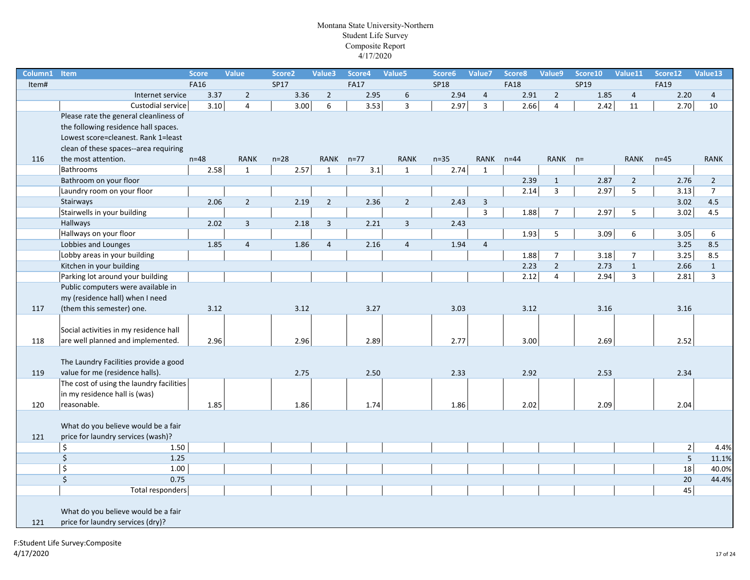# Montana State University-Northern
## Student Life Survey
## Composite Report
4/17/2020

| Column1 | Item | Score | Value | Score2 | Value3 | Score4 | Value5 | Score6 | Value7 | Score8 | Value9 | Score10 | Value11 | Score12 | Value13 |
|---|---|---|---|---|---|---|---|---|---|---|---|---|---|---|---|
| Item# | | FA16 | | SP17 | | FA17 | | SP18 | | FA18 | | SP19 | | FA19 | |
| | Internet service | 3.37 | 2 | 3.36 | 2 | 2.95 | 6 | 2.94 | 4 | 2.91 | 2 | 1.85 | 4 | 2.20 | 4 |
| | Custodial service | 3.10 | 4 | 3.00 | 6 | 3.53 | 3 | 2.97 | 3 | 2.66 | 4 | 2.42 | 11 | 2.70 | 10 |
| 116 | Please rate the general cleanliness of the following residence hall spaces. Lowest score=cleanest. Rank 1=least clean of these spaces--area requiring the most attention. | n=48 | RANK | n=28 | RANK | n=77 | RANK | n=35 | RANK | n=44 | RANK | n= | RANK | n=45 | RANK |
| | Bathrooms | 2.58 | 1 | 2.57 | 1 | 3.1 | 1 | 2.74 | 1 | | | | | | |
| | Bathroom on your floor | | | | | | | | | 2.39 | 1 | 2.87 | 2 | 2.76 | 2 |
| | Laundry room on your floor | | | | | | | | | 2.14 | 3 | 2.97 | 5 | 3.13 | 7 |
| | Stairways | 2.06 | 2 | 2.19 | 2 | 2.36 | 2 | 2.43 | 3 | | | | | 3.02 | 4.5 |
| | Stairwells in your building | | | | | | | | 3 | 1.88 | 7 | 2.97 | 5 | 3.02 | 4.5 |
| | Hallways | 2.02 | 3 | 2.18 | 3 | 2.21 | 3 | 2.43 | | | | | | | |
| | Hallways on your floor | | | | | | | | | 1.93 | 5 | 3.09 | 6 | 3.05 | 6 |
| | Lobbies and Lounges | 1.85 | 4 | 1.86 | 4 | 2.16 | 4 | 1.94 | 4 | | | | | 3.25 | 8.5 |
| | Lobby areas in your building | | | | | | | | | 1.88 | 7 | 3.18 | 7 | 3.25 | 8.5 |
| | Kitchen in your building | | | | | | | | | 2.23 | 2 | 2.73 | 1 | 2.66 | 1 |
| | Parking lot around your building | | | | | | | | | 2.12 | 4 | 2.94 | 3 | 2.81 | 3 |
| 117 | Public computers were available in my (residence hall) when I need (them this semester) one. | 3.12 | | 3.12 | | 3.27 | | 3.03 | | 3.12 | | 3.16 | | 3.16 | |
| 118 | Social activities in my residence hall are well planned and implemented. | 2.96 | | 2.96 | | 2.89 | | 2.77 | | 3.00 | | 2.69 | | 2.52 | |
| 119 | The Laundry Facilities provide a good value for me (residence halls). | | | 2.75 | | 2.50 | | 2.33 | | 2.92 | | 2.53 | | 2.34 | |
| 120 | The cost of using the laundry facilities in my residence hall is (was) reasonable. | 1.85 | | 1.86 | | 1.74 | | 1.86 | | 2.02 | | 2.09 | | 2.04 | |
| 121 | What do you believe would be a fair price for laundry services (wash)? | | | | | | | | | | | | | | |
| | $ 1.50 | | | | | | | | | | | | | 2 | 4.4% |
| | $ 1.25 | | | | | | | | | | | | | 5 | 11.1% |
| | $ 1.00 | | | | | | | | | | | | | 18 | 40.0% |
| | $ 0.75 | | | | | | | | | | | | | 20 | 44.4% |
| | Total responders | | | | | | | | | | | | | 45 | |
| 121 | What do you believe would be a fair price for laundry services (dry)? | | | | | | | | | | | | | | |

F:Student Life Survey:Composite
4/17/2020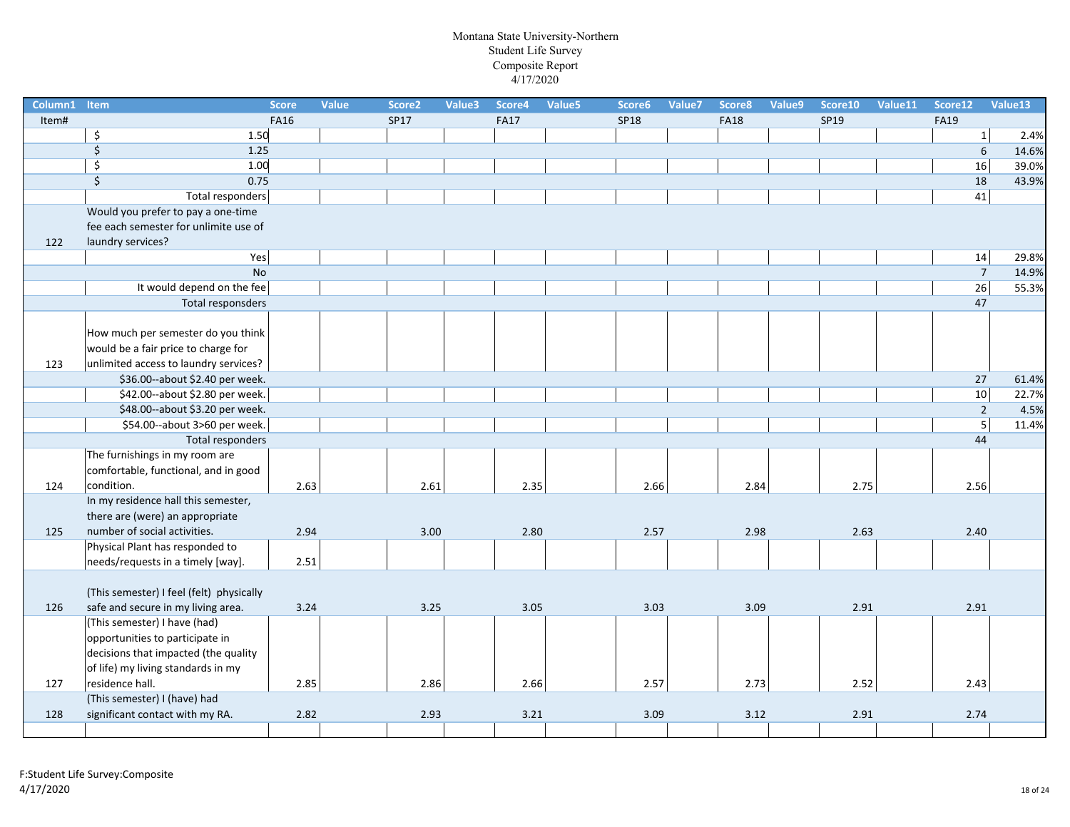Montana State University-Northern
Student Life Survey
Composite Report
4/17/2020

| Column1 | Item | Score | Value | Score2 | Value3 | Score4 | Value5 | Score6 | Value7 | Score8 | Value9 | Score10 | Value11 | Score12 | Value13 |
|---|---|---|---|---|---|---|---|---|---|---|---|---|---|---|---|
| Item# | | FA16 | | SP17 | | FA17 | | SP18 | | FA18 | | SP19 | | FA19 | |
| | $ 1.50 | | | | | | | | | | | | | 1 | 2.4% |
| | $ 1.25 | | | | | | | | | | | | | 6 | 14.6% |
| | $ 1.00 | | | | | | | | | | | | | 16 | 39.0% |
| | $ 0.75 | | | | | | | | | | | | | 18 | 43.9% |
| | Total responders | | | | | | | | | | | | | 41 | |
| 122 | Would you prefer to pay a one-time fee each semester for unlimite use of laundry services? | | | | | | | | | | | | | | |
| | Yes | | | | | | | | | | | | | 14 | 29.8% |
| | No | | | | | | | | | | | | | 7 | 14.9% |
| | It would depend on the fee | | | | | | | | | | | | | 26 | 55.3% |
| | Total responsders | | | | | | | | | | | | | 47 | |
| 123 | How much per semester do you think would be a fair price to charge for unlimited access to laundry services? | | | | | | | | | | | | | | |
| | $36.00--about $2.40 per week. | | | | | | | | | | | | | 27 | 61.4% |
| | $42.00--about $2.80 per week. | | | | | | | | | | | | | 10 | 22.7% |
| | $48.00--about $3.20 per week. | | | | | | | | | | | | | 2 | 4.5% |
| | $54.00--about 3>60 per week. | | | | | | | | | | | | | 5 | 11.4% |
| | Total responders | | | | | | | | | | | | | 44 | |
| 124 | The furnishings in my room are comfortable, functional, and in good condition. | 2.63 | | 2.61 | | 2.35 | | 2.66 | | 2.84 | | 2.75 | | 2.56 | |
| 125 | In my residence hall this semester, there are (were) an appropriate number of social activities. | 2.94 | | 3.00 | | 2.80 | | 2.57 | | 2.98 | | 2.63 | | 2.40 | |
| | Physical Plant has responded to needs/requests in a timely [way]. | 2.51 | | | | | | | | | | | | | |
| 126 | (This semester) I feel (felt) physically safe and secure in my living area. | 3.24 | | 3.25 | | 3.05 | | 3.03 | | 3.09 | | 2.91 | | 2.91 | |
| 127 | (This semester) I have (had) opportunities to participate in decisions that impacted (the quality of life) my living standards in my residence hall. | 2.85 | | 2.86 | | 2.66 | | 2.57 | | 2.73 | | 2.52 | | 2.43 | |
| 128 | (This semester) I (have) had significant contact with my RA. | 2.82 | | 2.93 | | 3.21 | | 3.09 | | 3.12 | | 2.91 | | 2.74 | |
| | | | | | | | | | | | | | | | |

F:Student Life Survey:Composite
4/17/2020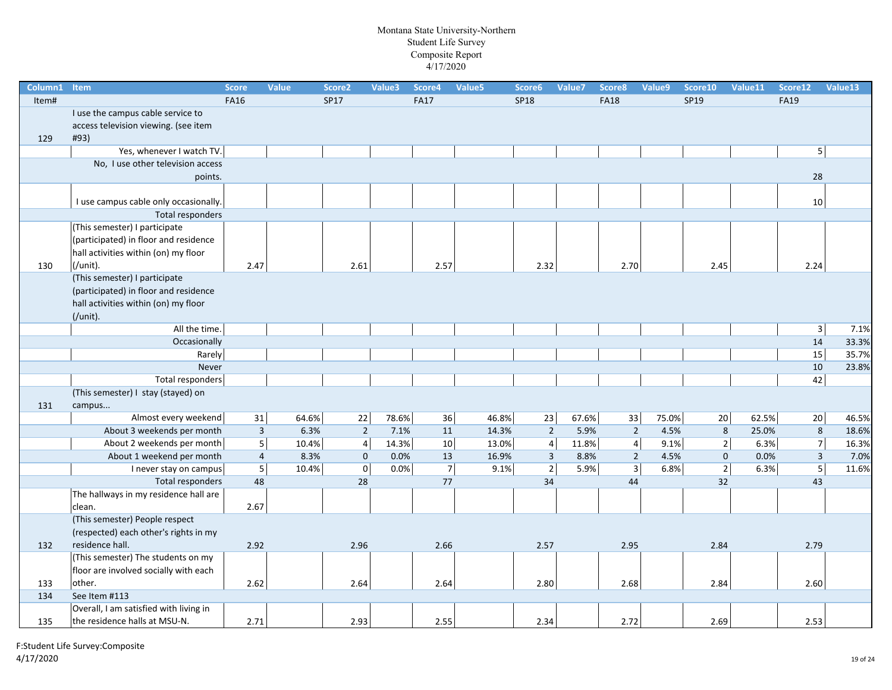Montana State University-Northern
Student Life Survey
Composite Report
4/17/2020

| Column1 | Item | Score | Value | Score2 | Value3 | Score4 | Value5 | Score6 | Value7 | Score8 | Value9 | Score10 | Value11 | Score12 | Value13 |
|---|---|---|---|---|---|---|---|---|---|---|---|---|---|---|---|
| Item# | | FA16 | | SP17 | | FA17 | | SP18 | | FA18 | | SP19 | | FA19 | |
| 129 | I use the campus cable service to access television viewing. (see item #93) | | | | | | | | | | | | | | |
| | Yes, whenever I watch TV. | | | | | | | | | | | | | 5 | |
| | No, I use other television access points. | | | | | | | | | | | | | 28 | |
| | I use campus cable only occasionally. | | | | | | | | | | | | | 10 | |
| | Total responders | | | | | | | | | | | | | | |
| 130 | (This semester) I participate (participated) in floor and residence hall activities within (on) my floor (/unit). | 2.47 | | 2.61 | | 2.57 | | 2.32 | | 2.70 | | 2.45 | | 2.24 | |
| | (This semester) I participate (participated) in floor and residence hall activities within (on) my floor (/unit). | | | | | | | | | | | | | | |
| | All the time. | | | | | | | | | | | | | 3 | 7.1% |
| | Occasionally | | | | | | | | | | | | | 14 | 33.3% |
| | Rarely | | | | | | | | | | | | | 15 | 35.7% |
| | Never | | | | | | | | | | | | | 10 | 23.8% |
| | Total responders | | | | | | | | | | | | | 42 | |
| 131 | (This semester) I stay (stayed) on campus... | | | | | | | | | | | | | | |
| | Almost every weekend | 31 | 64.6% | 22 | 78.6% | 36 | 46.8% | 23 | 67.6% | 33 | 75.0% | 20 | 62.5% | 20 | 46.5% |
| | About 3 weekends per month | 3 | 6.3% | 2 | 7.1% | 11 | 14.3% | 2 | 5.9% | 2 | 4.5% | 8 | 25.0% | 8 | 18.6% |
| | About 2 weekends per month | 5 | 10.4% | 4 | 14.3% | 10 | 13.0% | 4 | 11.8% | 4 | 9.1% | 2 | 6.3% | 7 | 16.3% |
| | About 1 weekend per month | 4 | 8.3% | 0 | 0.0% | 13 | 16.9% | 3 | 8.8% | 2 | 4.5% | 0 | 0.0% | 3 | 7.0% |
| | I never stay on campus | 5 | 10.4% | 0 | 0.0% | 7 | 9.1% | 2 | 5.9% | 3 | 6.8% | 2 | 6.3% | 5 | 11.6% |
| | Total responders | 48 | | 28 | | 77 | | 34 | | 44 | | 32 | | 43 | |
| | The hallways in my residence hall are clean. | 2.67 | | | | | | | | | | | | | |
| 132 | (This semester) People respect (respected) each other's rights in my residence hall. | 2.92 | | 2.96 | | 2.66 | | 2.57 | | 2.95 | | 2.84 | | 2.79 | |
| 133 | (This semester) The students on my floor are involved socially with each other. | 2.62 | | 2.64 | | 2.64 | | 2.80 | | 2.68 | | 2.84 | | 2.60 | |
| 134 | See Item #113 | | | | | | | | | | | | | | |
| 135 | Overall, I am satisfied with living in the residence halls at MSU-N. | 2.71 | | 2.93 | | 2.55 | | 2.34 | | 2.72 | | 2.69 | | 2.53 | |

F:Student Life Survey:Composite
4/17/2020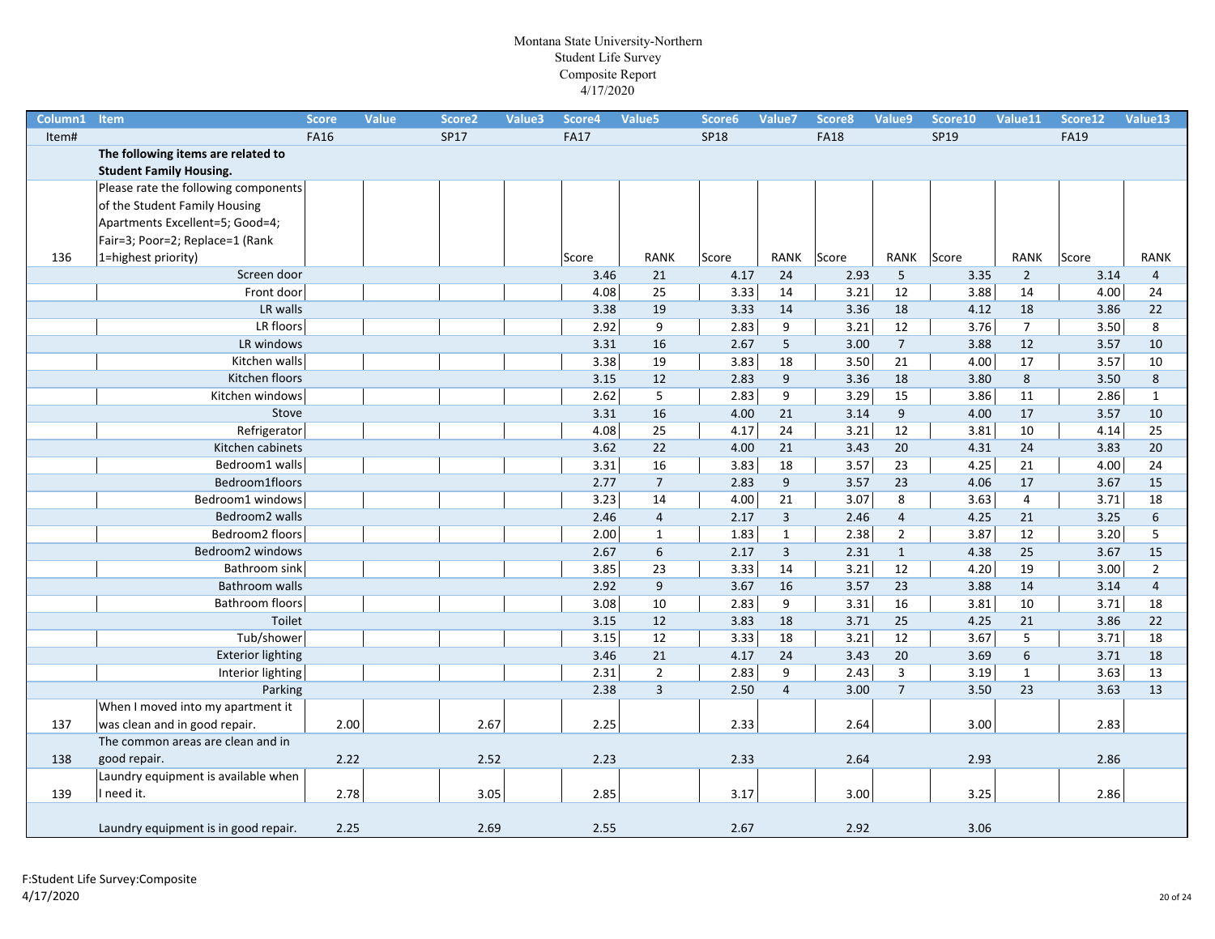Montana State University-Northern
Student Life Survey
Composite Report
4/17/2020

| Column1 | Item | Score | Value | Score2 | Value3 | Score4 | Value5 | Score6 | Value7 | Score8 | Value9 | Score10 | Value11 | Score12 | Value13 |
|---|---|---|---|---|---|---|---|---|---|---|---|---|---|---|---|
| Item# | | FA16 | | SP17 | | FA17 | | SP18 | | FA18 | | SP19 | | FA19 | |
| | **The following items are related to Student Family Housing.** | | | | | | | | | | | | | | |
| 136 | Please rate the following components of the Student Family Housing Apartments Excellent=5; Good=4; Fair=3; Poor=2; Replace=1 (Rank 1=highest priority) | | | | | Score | RANK | Score | RANK | Score | RANK | Score | RANK | Score | RANK |
| | Screen door | | | | | 3.46 | 21 | 4.17 | 24 | 2.93 | 5 | 3.35 | 2 | 3.14 | 4 |
| | Front door | | | | | 4.08 | 25 | 3.33 | 14 | 3.21 | 12 | 3.88 | 14 | 4.00 | 24 |
| | LR walls | | | | | 3.38 | 19 | 3.33 | 14 | 3.36 | 18 | 4.12 | 18 | 3.86 | 22 |
| | LR floors | | | | | 2.92 | 9 | 2.83 | 9 | 3.21 | 12 | 3.76 | 7 | 3.50 | 8 |
| | LR windows | | | | | 3.31 | 16 | 2.67 | 5 | 3.00 | 7 | 3.88 | 12 | 3.57 | 10 |
| | Kitchen walls | | | | | 3.38 | 19 | 3.83 | 18 | 3.50 | 21 | 4.00 | 17 | 3.57 | 10 |
| | Kitchen floors | | | | | 3.15 | 12 | 2.83 | 9 | 3.36 | 18 | 3.80 | 8 | 3.50 | 8 |
| | Kitchen windows | | | | | 2.62 | 5 | 2.83 | 9 | 3.29 | 15 | 3.86 | 11 | 2.86 | 1 |
| | Stove | | | | | 3.31 | 16 | 4.00 | 21 | 3.14 | 9 | 4.00 | 17 | 3.57 | 10 |
| | Refrigerator | | | | | 4.08 | 25 | 4.17 | 24 | 3.21 | 12 | 3.81 | 10 | 4.14 | 25 |
| | Kitchen cabinets | | | | | 3.62 | 22 | 4.00 | 21 | 3.43 | 20 | 4.31 | 24 | 3.83 | 20 |
| | Bedroom1 walls | | | | | 3.31 | 16 | 3.83 | 18 | 3.57 | 23 | 4.25 | 21 | 4.00 | 24 |
| | Bedroom1floors | | | | | 2.77 | 7 | 2.83 | 9 | 3.57 | 23 | 4.06 | 17 | 3.67 | 15 |
| | Bedroom1 windows | | | | | 3.23 | 14 | 4.00 | 21 | 3.07 | 8 | 3.63 | 4 | 3.71 | 18 |
| | Bedroom2 walls | | | | | 2.46 | 4 | 2.17 | 3 | 2.46 | 4 | 4.25 | 21 | 3.25 | 6 |
| | Bedroom2 floors | | | | | 2.00 | 1 | 1.83 | 1 | 2.38 | 2 | 3.87 | 12 | 3.20 | 5 |
| | Bedroom2 windows | | | | | 2.67 | 6 | 2.17 | 3 | 2.31 | 1 | 4.38 | 25 | 3.67 | 15 |
| | Bathroom sink | | | | | 3.85 | 23 | 3.33 | 14 | 3.21 | 12 | 4.20 | 19 | 3.00 | 2 |
| | Bathroom walls | | | | | 2.92 | 9 | 3.67 | 16 | 3.57 | 23 | 3.88 | 14 | 3.14 | 4 |
| | Bathroom floors | | | | | 3.08 | 10 | 2.83 | 9 | 3.31 | 16 | 3.81 | 10 | 3.71 | 18 |
| | Toilet | | | | | 3.15 | 12 | 3.83 | 18 | 3.71 | 25 | 4.25 | 21 | 3.86 | 22 |
| | Tub/shower | | | | | 3.15 | 12 | 3.33 | 18 | 3.21 | 12 | 3.67 | 5 | 3.71 | 18 |
| | Exterior lighting | | | | | 3.46 | 21 | 4.17 | 24 | 3.43 | 20 | 3.69 | 6 | 3.71 | 18 |
| | Interior lighting | | | | | 2.31 | 2 | 2.83 | 9 | 2.43 | 3 | 3.19 | 1 | 3.63 | 13 |
| | Parking | | | | | 2.38 | 3 | 2.50 | 4 | 3.00 | 7 | 3.50 | 23 | 3.63 | 13 |
| 137 | When I moved into my apartment it was clean and in good repair. | 2.00 | | 2.67 | | 2.25 | | 2.33 | | 2.64 | | 3.00 | | 2.83 | |
| 138 | The common areas are clean and in good repair. | 2.22 | | 2.52 | | 2.23 | | 2.33 | | 2.64 | | 2.93 | | 2.86 | |
| 139 | Laundry equipment is available when I need it. | 2.78 | | 3.05 | | 2.85 | | 3.17 | | 3.00 | | 3.25 | | 2.86 | |
| | Laundry equipment is in good repair. | 2.25 | | 2.69 | | 2.55 | | 2.67 | | 2.92 | | 3.06 | | | |

F:Student Life Survey:Composite
4/17/2020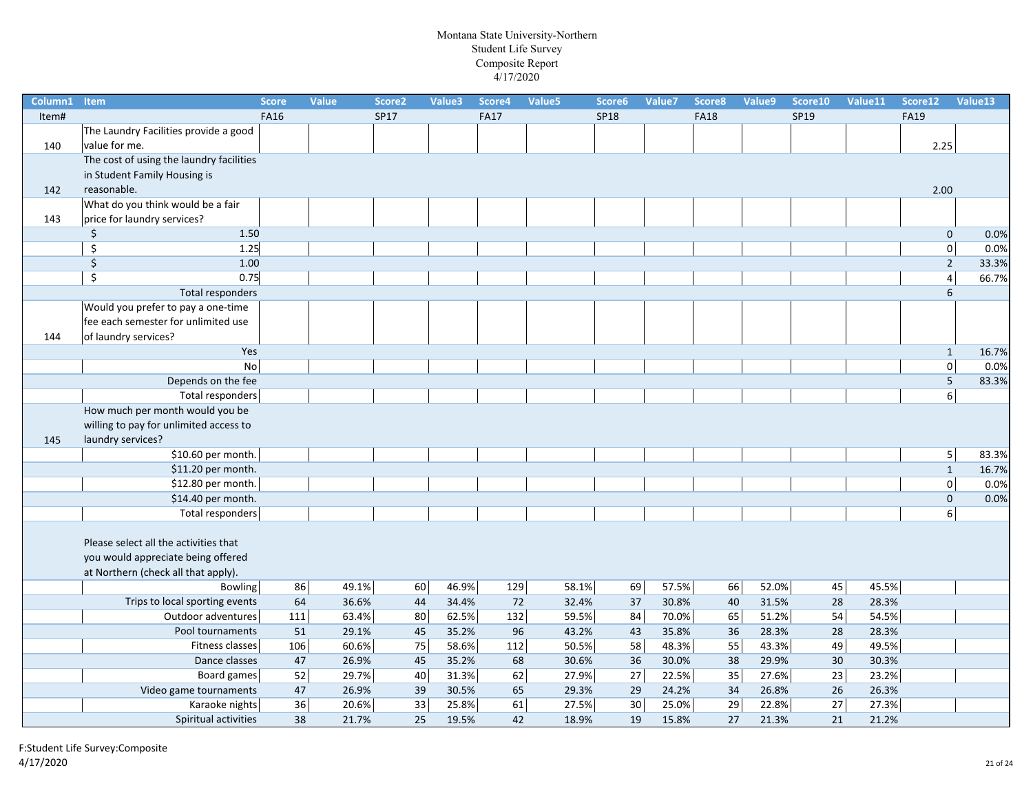Montana State University-Northern
Student Life Survey
Composite Report
4/17/2020

| Column1 | Item | Score | Value | Score2 | Value3 | Score4 | Value5 | Score6 | Value7 | Score8 | Value9 | Score10 | Value11 | Score12 | Value13 |
|---|---|---|---|---|---|---|---|---|---|---|---|---|---|---|---|
| Item# | | FA16 | | SP17 | | FA17 | | SP18 | | FA18 | | SP19 | | FA19 | |
| 140 | The Laundry Facilities provide a good value for me. | | | | | | | | | | | | | 2.25 | |
| 142 | The cost of using the laundry facilities in Student Family Housing is reasonable. | | | | | | | | | | | | | 2.00 | |
| 143 | What do you think would be a fair price for laundry services? | | | | | | | | | | | | | | |
| | $ 1.50 | | | | | | | | | | | | | 0 | 0.0% |
| | $ 1.25 | | | | | | | | | | | | | 0 | 0.0% |
| | $ 1.00 | | | | | | | | | | | | | 2 | 33.3% |
| | $ 0.75 | | | | | | | | | | | | | 4 | 66.7% |
| | Total responders | | | | | | | | | | | | | 6 | |
| 144 | Would you prefer to pay a one-time fee each semester for unlimited use of laundry services? | | | | | | | | | | | | | | |
| | Yes | | | | | | | | | | | | | 1 | 16.7% |
| | No | | | | | | | | | | | | | 0 | 0.0% |
| | Depends on the fee | | | | | | | | | | | | | 5 | 83.3% |
| | Total responders | | | | | | | | | | | | | 6 | |
| 145 | How much per month would you be willing to pay for unlimited access to laundry services? | | | | | | | | | | | | | | |
| | $10.60 per month. | | | | | | | | | | | | | 5 | 83.3% |
| | $11.20 per month. | | | | | | | | | | | | | 1 | 16.7% |
| | $12.80 per month. | | | | | | | | | | | | | 0 | 0.0% |
| | $14.40 per month. | | | | | | | | | | | | | 0 | 0.0% |
| | Total responders | | | | | | | | | | | | | 6 | |
| | Please select all the activities that you would appreciate being offered at Northern (check all that apply). | | | | | | | | | | | | | | |
| | Bowling | 86 | 49.1% | 60 | 46.9% | 129 | 58.1% | 69 | 57.5% | 66 | 52.0% | 45 | 45.5% | | |
| | Trips to local sporting events | 64 | 36.6% | 44 | 34.4% | 72 | 32.4% | 37 | 30.8% | 40 | 31.5% | 28 | 28.3% | | |
| | Outdoor adventures | 111 | 63.4% | 80 | 62.5% | 132 | 59.5% | 84 | 70.0% | 65 | 51.2% | 54 | 54.5% | | |
| | Pool tournaments | 51 | 29.1% | 45 | 35.2% | 96 | 43.2% | 43 | 35.8% | 36 | 28.3% | 28 | 28.3% | | |
| | Fitness classes | 106 | 60.6% | 75 | 58.6% | 112 | 50.5% | 58 | 48.3% | 55 | 43.3% | 49 | 49.5% | | |
| | Dance classes | 47 | 26.9% | 45 | 35.2% | 68 | 30.6% | 36 | 30.0% | 38 | 29.9% | 30 | 30.3% | | |
| | Board games | 52 | 29.7% | 40 | 31.3% | 62 | 27.9% | 27 | 22.5% | 35 | 27.6% | 23 | 23.2% | | |
| | Video game tournaments | 47 | 26.9% | 39 | 30.5% | 65 | 29.3% | 29 | 24.2% | 34 | 26.8% | 26 | 26.3% | | |
| | Karaoke nights | 36 | 20.6% | 33 | 25.8% | 61 | 27.5% | 30 | 25.0% | 29 | 22.8% | 27 | 27.3% | | |
| | Spiritual activities | 38 | 21.7% | 25 | 19.5% | 42 | 18.9% | 19 | 15.8% | 27 | 21.3% | 21 | 21.2% | | |

F:Student Life Survey:Composite
4/17/2020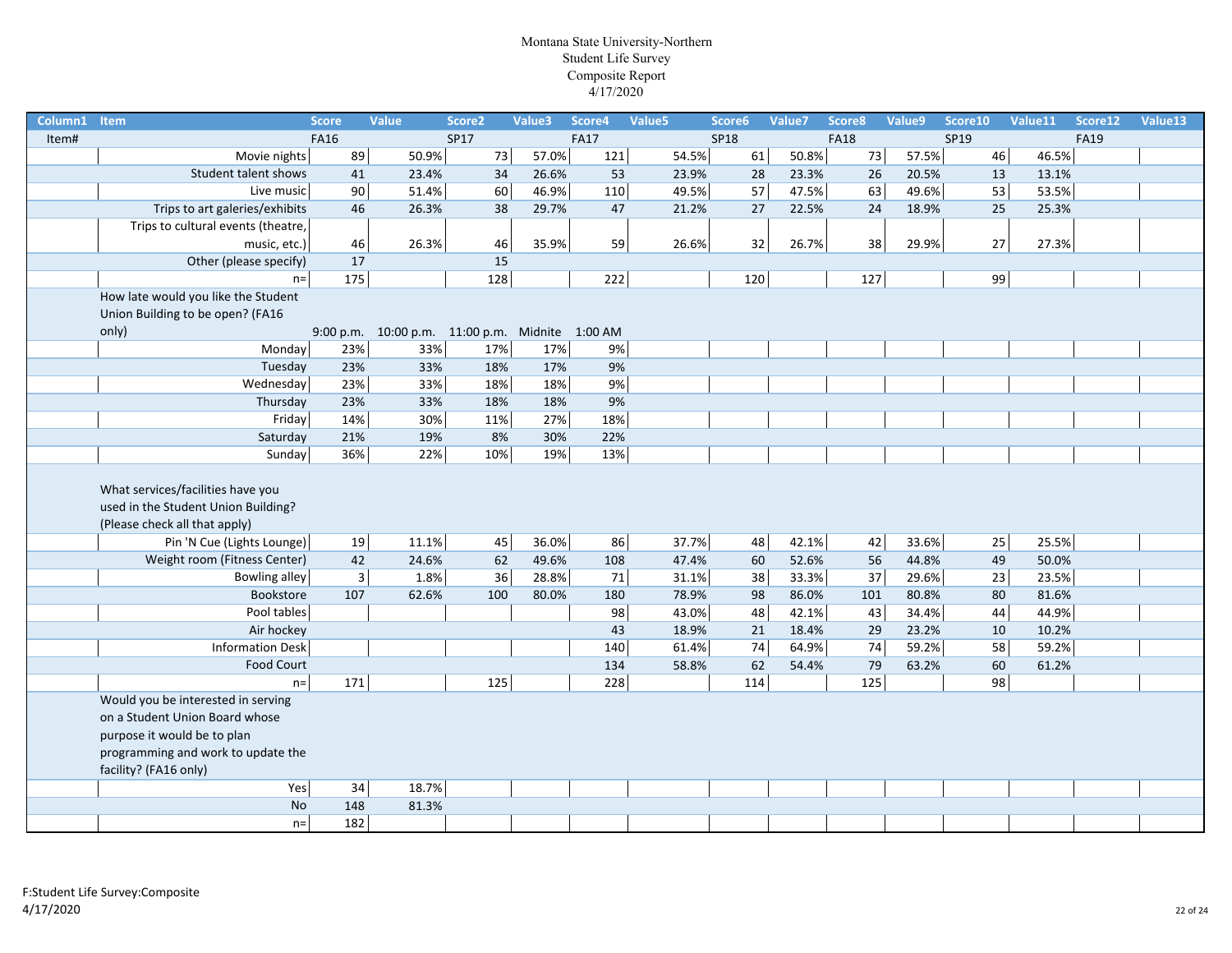Montana State University-Northern
Student Life Survey
Composite Report
4/17/2020

| Column1 | Item | Score | Value | Score2 | Value3 | Score4 | Value5 | Score6 | Value7 | Score8 | Value9 | Score10 | Value11 | Score12 | Value13 |
|---|---|---|---|---|---|---|---|---|---|---|---|---|---|---|---|
| Item# | | FA16 | | SP17 | | FA17 | | SP18 | | FA18 | | SP19 | | FA19 | |
| | Movie nights | 89 | 50.9% | 73 | 57.0% | 121 | 54.5% | 61 | 50.8% | 73 | 57.5% | 46 | 46.5% | | |
| | Student talent shows | 41 | 23.4% | 34 | 26.6% | 53 | 23.9% | 28 | 23.3% | 26 | 20.5% | 13 | 13.1% | | |
| | Live music | 90 | 51.4% | 60 | 46.9% | 110 | 49.5% | 57 | 47.5% | 63 | 49.6% | 53 | 53.5% | | |
| | Trips to art galeries/exhibits | 46 | 26.3% | 38 | 29.7% | 47 | 21.2% | 27 | 22.5% | 24 | 18.9% | 25 | 25.3% | | |
| | Trips to cultural events (theatre, music, etc.) | 46 | 26.3% | 46 | 35.9% | 59 | 26.6% | 32 | 26.7% | 38 | 29.9% | 27 | 27.3% | | |
| | Other (please specify) | 17 | | 15 | | | | | | | | | | | |
| | n= | 175 | | 128 | | 222 | | 120 | | 127 | | 99 | | | |
| | How late would you like the Student Union Building to be open? (FA16 only) | 9:00 p.m. | 10:00 p.m. | 11:00 p.m. | Midnite | 1:00 AM | | | | | | | | | |
| | Monday | 23% | 33% | 17% | 17% | 9% | | | | | | | | | |
| | Tuesday | 23% | 33% | 18% | 17% | 9% | | | | | | | | | |
| | Wednesday | 23% | 33% | 18% | 18% | 9% | | | | | | | | | |
| | Thursday | 23% | 33% | 18% | 18% | 9% | | | | | | | | | |
| | Friday | 14% | 30% | 11% | 27% | 18% | | | | | | | | | |
| | Saturday | 21% | 19% | 8% | 30% | 22% | | | | | | | | | |
| | Sunday | 36% | 22% | 10% | 19% | 13% | | | | | | | | | |
| | What services/facilities have you used in the Student Union Building? (Please check all that apply) | | | | | | | | | | | | | | |
| | Pin 'N Cue (Lights Lounge) | 19 | 11.1% | 45 | 36.0% | 86 | 37.7% | 48 | 42.1% | 42 | 33.6% | 25 | 25.5% | | |
| | Weight room (Fitness Center) | 42 | 24.6% | 62 | 49.6% | 108 | 47.4% | 60 | 52.6% | 56 | 44.8% | 49 | 50.0% | | |
| | Bowling alley | 3 | 1.8% | 36 | 28.8% | 71 | 31.1% | 38 | 33.3% | 37 | 29.6% | 23 | 23.5% | | |
| | Bookstore | 107 | 62.6% | 100 | 80.0% | 180 | 78.9% | 98 | 86.0% | 101 | 80.8% | 80 | 81.6% | | |
| | Pool tables | | | | | 98 | 43.0% | 48 | 42.1% | 43 | 34.4% | 44 | 44.9% | | |
| | Air hockey | | | | | 43 | 18.9% | 21 | 18.4% | 29 | 23.2% | 10 | 10.2% | | |
| | Information Desk | | | | | 140 | 61.4% | 74 | 64.9% | 74 | 59.2% | 58 | 59.2% | | |
| | Food Court | | | | | 134 | 58.8% | 62 | 54.4% | 79 | 63.2% | 60 | 61.2% | | |
| | n= | 171 | | 125 | | 228 | | 114 | | 125 | | 98 | | | |
| | Would you be interested in serving on a Student Union Board whose purpose it would be to plan programming and work to update the facility? (FA16 only) | | | | | | | | | | | | | | |
| | Yes | 34 | 18.7% | | | | | | | | | | | | |
| | No | 148 | 81.3% | | | | | | | | | | | | |
| | n= | 182 | | | | | | | | | | | | | |

F:Student Life Survey:Composite
4/17/2020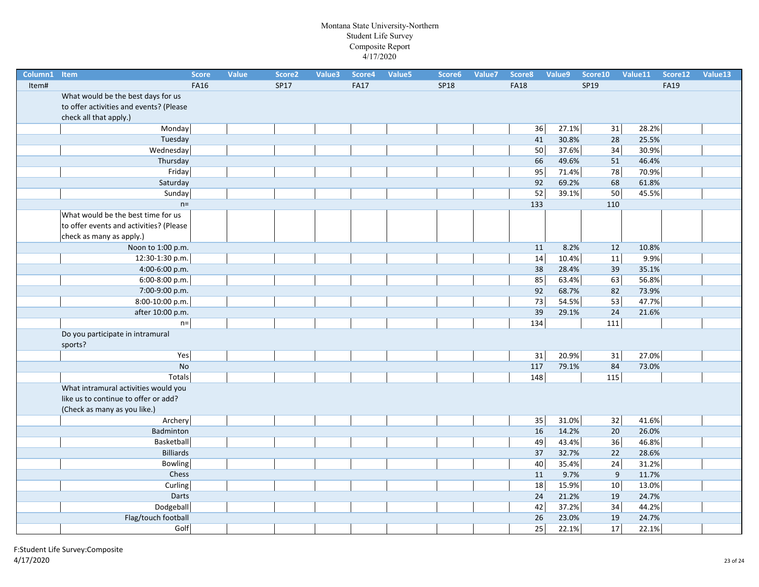# Montana State University-Northern
## Student Life Survey
## Composite Report
## 4/17/2020

| Column1 | Item | Score | Value | Score2 | Value3 | Score4 | Value5 | Score6 | Value7 | Score8 | Value9 | Score10 | Value11 | Score12 | Value13 |
|---|---|---|---|---|---|---|---|---|---|---|---|---|---|---|---|
| Item# | | FA16 | | SP17 | | FA17 | | SP18 | | FA18 | | SP19 | | FA19 | |
| | What would be the best days for us to offer activities and events? (Please check all that apply.) | | | | | | | | | | | | | | |
| | Monday | | | | | | | | | 36 | 27.1% | 31 | 28.2% | | |
| | Tuesday | | | | | | | | | 41 | 30.8% | 28 | 25.5% | | |
| | Wednesday | | | | | | | | | 50 | 37.6% | 34 | 30.9% | | |
| | Thursday | | | | | | | | | 66 | 49.6% | 51 | 46.4% | | |
| | Friday | | | | | | | | | 95 | 71.4% | 78 | 70.9% | | |
| | Saturday | | | | | | | | | 92 | 69.2% | 68 | 61.8% | | |
| | Sunday | | | | | | | | | 52 | 39.1% | 50 | 45.5% | | |
| | n= | | | | | | | | | 133 | | 110 | | | |
| | What would be the best time for us to offer events and activities? (Please check as many as apply.) | | | | | | | | | | | | | | |
| | Noon to 1:00 p.m. | | | | | | | | | 11 | 8.2% | 12 | 10.8% | | |
| | 12:30-1:30 p.m. | | | | | | | | | 14 | 10.4% | 11 | 9.9% | | |
| | 4:00-6:00 p.m. | | | | | | | | | 38 | 28.4% | 39 | 35.1% | | |
| | 6:00-8:00 p.m. | | | | | | | | | 85 | 63.4% | 63 | 56.8% | | |
| | 7:00-9:00 p.m. | | | | | | | | | 92 | 68.7% | 82 | 73.9% | | |
| | 8:00-10:00 p.m. | | | | | | | | | 73 | 54.5% | 53 | 47.7% | | |
| | after 10:00 p.m. | | | | | | | | | 39 | 29.1% | 24 | 21.6% | | |
| | n= | | | | | | | | | 134 | | 111 | | | |
| | Do you participate in intramural sports? | | | | | | | | | | | | | | |
| | Yes | | | | | | | | | 31 | 20.9% | 31 | 27.0% | | |
| | No | | | | | | | | | 117 | 79.1% | 84 | 73.0% | | |
| | Totals | | | | | | | | | 148 | | 115 | | | |
| | What intramural activities would you like us to continue to offer or add? (Check as many as you like.) | | | | | | | | | | | | | | |
| | Archery | | | | | | | | | 35 | 31.0% | 32 | 41.6% | | |
| | Badminton | | | | | | | | | 16 | 14.2% | 20 | 26.0% | | |
| | Basketball | | | | | | | | | 49 | 43.4% | 36 | 46.8% | | |
| | Billiards | | | | | | | | | 37 | 32.7% | 22 | 28.6% | | |
| | Bowling | | | | | | | | | 40 | 35.4% | 24 | 31.2% | | |
| | Chess | | | | | | | | | 11 | 9.7% | 9 | 11.7% | | |
| | Curling | | | | | | | | | 18 | 15.9% | 10 | 13.0% | | |
| | Darts | | | | | | | | | 24 | 21.2% | 19 | 24.7% | | |
| | Dodgeball | | | | | | | | | 42 | 37.2% | 34 | 44.2% | | |
| | Flag/touch football | | | | | | | | | 26 | 23.0% | 19 | 24.7% | | |
| | Golf | | | | | | | | | 25 | 22.1% | 17 | 22.1% | | |

F:Student Life Survey:Composite
4/17/2020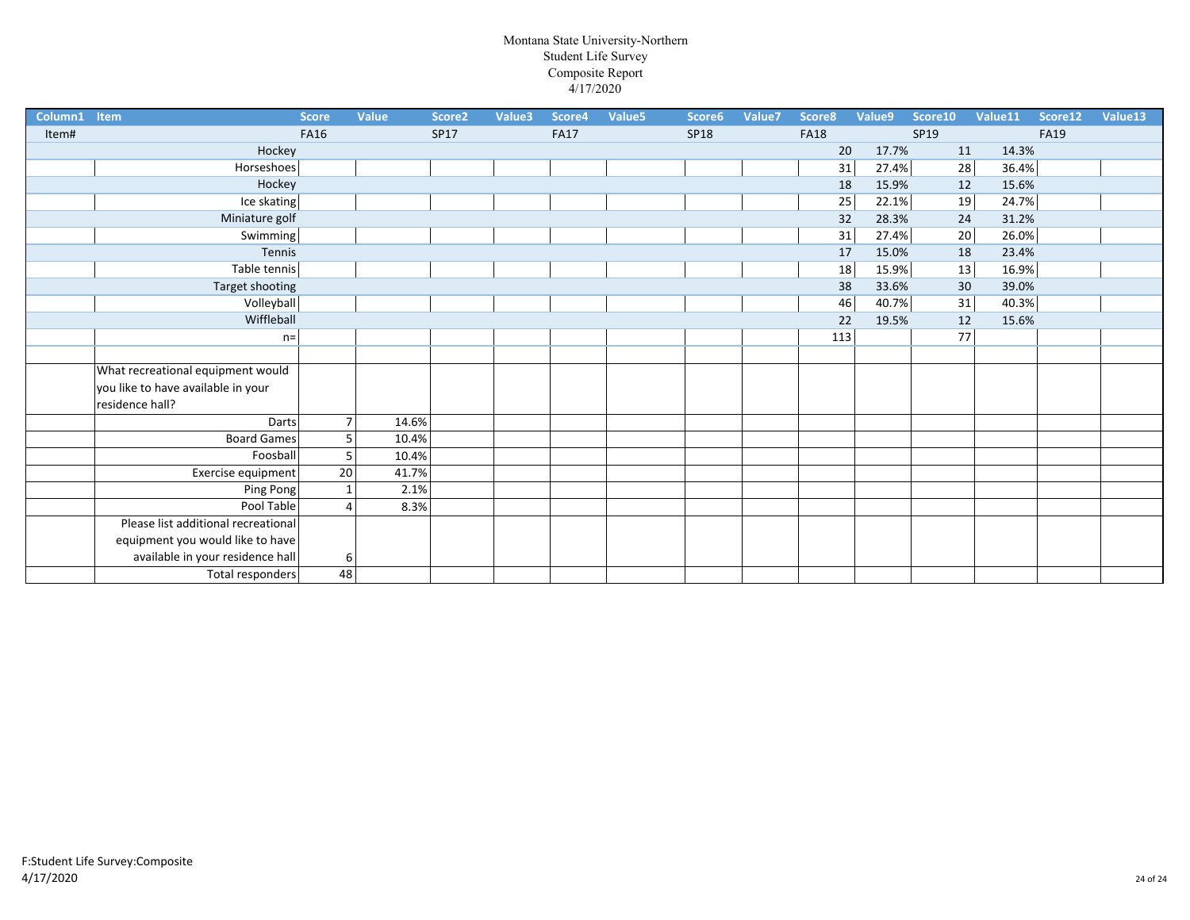Montana State University-Northern
Student Life Survey
Composite Report
4/17/2020

| Column1 | Item | Score | Value | Score2 | Value3 | Score4 | Value5 | Score6 | Value7 | Score8 | Value9 | Score10 | Value11 | Score12 | Value13 |
|---|---|---|---|---|---|---|---|---|---|---|---|---|---|---|---|
| Item# | | FA16 | | SP17 | | FA17 | | SP18 | | FA18 | | SP19 | | FA19 | |
| | Hockey | | | | | | | | | 20 | 17.7% | 11 | 14.3% | | |
| | Horseshoes | | | | | | | | | 31 | 27.4% | 28 | 36.4% | | |
| | Hockey | | | | | | | | | 18 | 15.9% | 12 | 15.6% | | |
| | Ice skating | | | | | | | | | 25 | 22.1% | 19 | 24.7% | | |
| | Miniature golf | | | | | | | | | 32 | 28.3% | 24 | 31.2% | | |
| | Swimming | | | | | | | | | 31 | 27.4% | 20 | 26.0% | | |
| | Tennis | | | | | | | | | 17 | 15.0% | 18 | 23.4% | | |
| | Table tennis | | | | | | | | | 18 | 15.9% | 13 | 16.9% | | |
| | Target shooting | | | | | | | | | 38 | 33.6% | 30 | 39.0% | | |
| | Volleyball | | | | | | | | | 46 | 40.7% | 31 | 40.3% | | |
| | Wiffleball | | | | | | | | | 22 | 19.5% | 12 | 15.6% | | |
| | n= | | | | | | | | | 113 | | 77 | | | |
| | | | | | | | | | | | | | | | |
| | What recreational equipment would you like to have available in your residence hall? | | | | | | | | | | | | | | |
| | Darts | 7 | 14.6% | | | | | | | | | | | | |
| | Board Games | 5 | 10.4% | | | | | | | | | | | | |
| | Foosball | 5 | 10.4% | | | | | | | | | | | | |
| | Exercise equipment | 20 | 41.7% | | | | | | | | | | | | |
| | Ping Pong | 1 | 2.1% | | | | | | | | | | | | |
| | Pool Table | 4 | 8.3% | | | | | | | | | | | | |
| | Please list additional recreational equipment you would like to have available in your residence hall | 6 | | | | | | | | | | | | | |
| | Total responders | 48 | | | | | | | | | | | | | |

F:Student Life Survey:Composite
4/17/2020